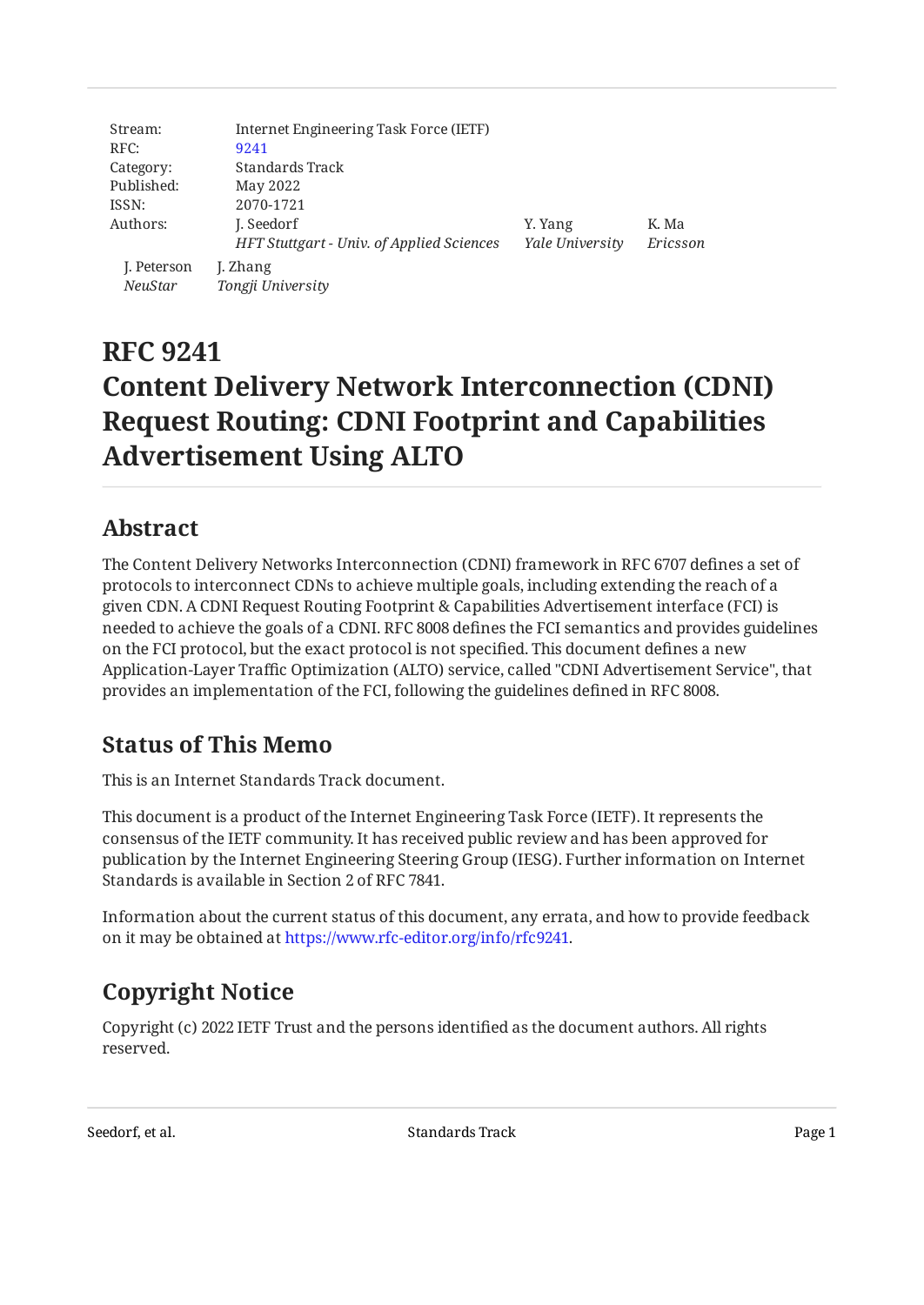| | | | |
|---|---|---|---|
| Stream: | Internet Engineering Task Force (IETF) | | |
| RFC: | 9241 | | |
| Category: | Standards Track | | |
| Published: | May 2022 | | |
| ISSN: | 2070-1721 | | |
| Authors: | J. Seedorf<br>*HFT Stuttgart - Univ. of Applied Sciences* | Y. Yang<br>*Yale University* | K. Ma<br>*Ericsson* |

J. Peterson
*NeuStar*

J. Zhang
*Tongji University*

# RFC 9241
# Content Delivery Network Interconnection (CDNI) Request Routing: CDNI Footprint and Capabilities Advertisement Using ALTO

## Abstract

The Content Delivery Networks Interconnection (CDNI) framework in RFC 6707 defines a set of protocols to interconnect CDNs to achieve multiple goals, including extending the reach of a given CDN. A CDNI Request Routing Footprint & Capabilities Advertisement interface (FCI) is needed to achieve the goals of a CDNI. RFC 8008 defines the FCI semantics and provides guidelines on the FCI protocol, but the exact protocol is not specified. This document defines a new Application-Layer Traffic Optimization (ALTO) service, called "CDNI Advertisement Service", that provides an implementation of the FCI, following the guidelines defined in RFC 8008.

## Status of This Memo

This is an Internet Standards Track document.

This document is a product of the Internet Engineering Task Force (IETF). It represents the consensus of the IETF community. It has received public review and has been approved for publication by the Internet Engineering Steering Group (IESG). Further information on Internet Standards is available in Section 2 of RFC 7841.

Information about the current status of this document, any errata, and how to provide feedback on it may be obtained at https://www.rfc-editor.org/info/rfc9241.

## Copyright Notice

Copyright (c) 2022 IETF Trust and the persons identified as the document authors. All rights reserved.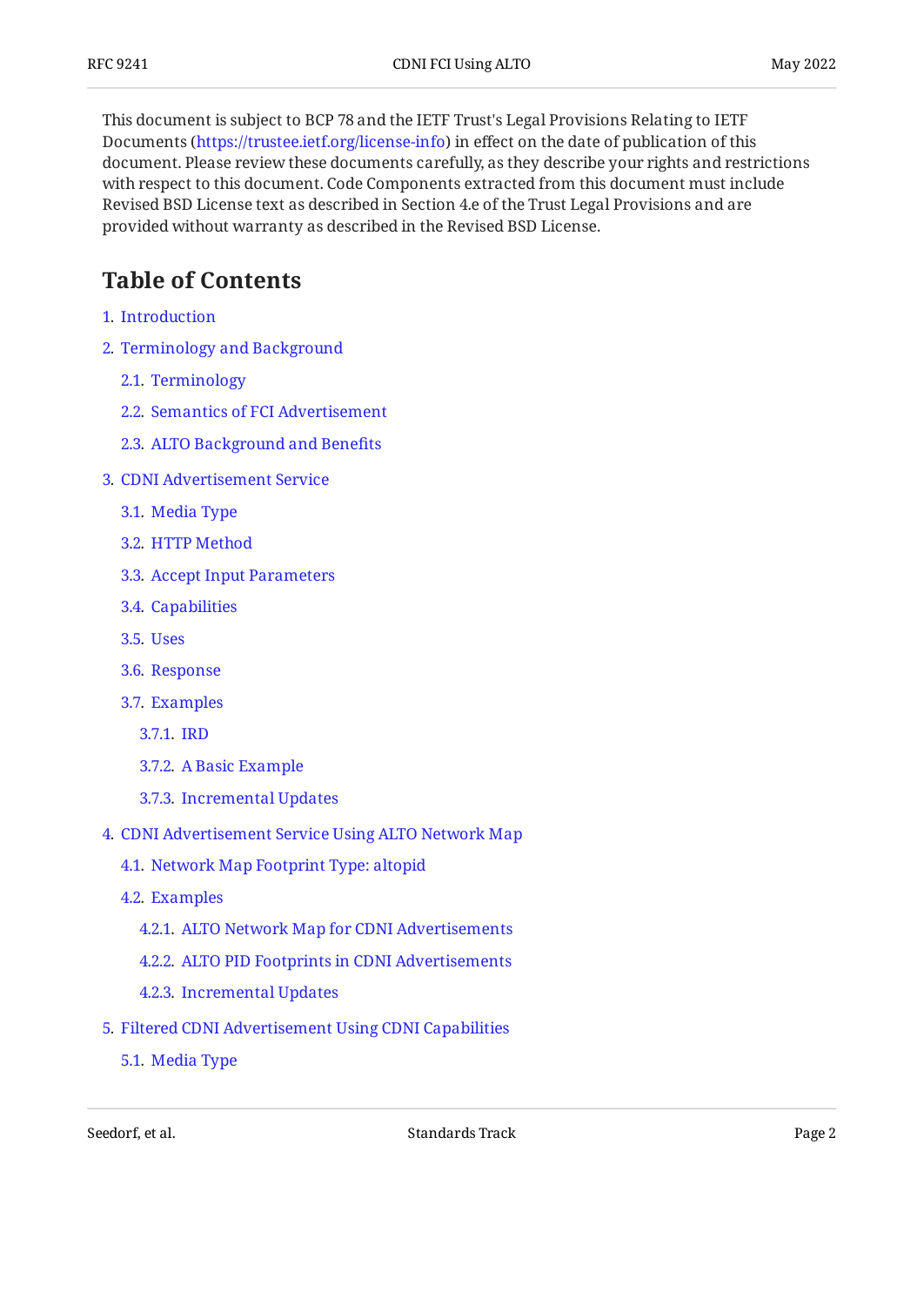This document is subject to BCP 78 and the IETF Trust's Legal Provisions Relating to IETF Documents (https://trustee.ietf.org/license-info) in effect on the date of publication of this document. Please review these documents carefully, as they describe your rights and restrictions with respect to this document. Code Components extracted from this document must include Revised BSD License text as described in Section 4.e of the Trust Legal Provisions and are provided without warranty as described in the Revised BSD License.

## Table of Contents

1. Introduction
2. Terminology and Background
   - 2.1. Terminology
   - 2.2. Semantics of FCI Advertisement
   - 2.3. ALTO Background and Benefits
3. CDNI Advertisement Service
   - 3.1. Media Type
   - 3.2. HTTP Method
   - 3.3. Accept Input Parameters
   - 3.4. Capabilities
   - 3.5. Uses
   - 3.6. Response
   - 3.7. Examples
     - 3.7.1. IRD
     - 3.7.2. A Basic Example
     - 3.7.3. Incremental Updates
4. CDNI Advertisement Service Using ALTO Network Map
   - 4.1. Network Map Footprint Type: altopid
   - 4.2. Examples
     - 4.2.1. ALTO Network Map for CDNI Advertisements
     - 4.2.2. ALTO PID Footprints in CDNI Advertisements
     - 4.2.3. Incremental Updates
5. Filtered CDNI Advertisement Using CDNI Capabilities
   - 5.1. Media Type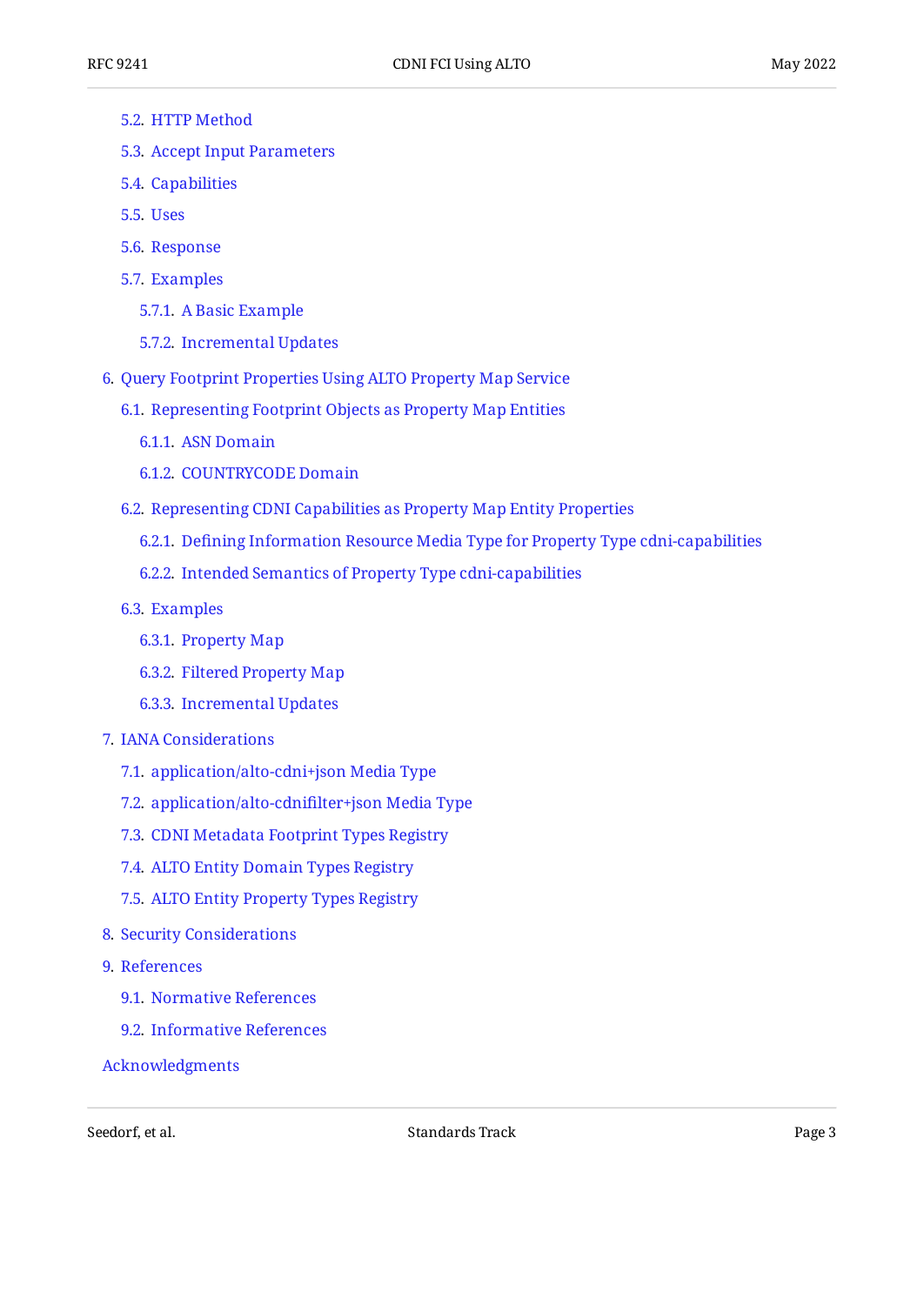- 5.2. HTTP Method
- 5.3. Accept Input Parameters
- 5.4. Capabilities
- 5.5. Uses
- 5.6. Response
- 5.7. Examples
  - 5.7.1. A Basic Example
  - 5.7.2. Incremental Updates
- 6. Query Footprint Properties Using ALTO Property Map Service
  - 6.1. Representing Footprint Objects as Property Map Entities
    - 6.1.1. ASN Domain
    - 6.1.2. COUNTRYCODE Domain
  - 6.2. Representing CDNI Capabilities as Property Map Entity Properties
    - 6.2.1. Defining Information Resource Media Type for Property Type cdni-capabilities
    - 6.2.2. Intended Semantics of Property Type cdni-capabilities
  - 6.3. Examples
    - 6.3.1. Property Map
    - 6.3.2. Filtered Property Map
    - 6.3.3. Incremental Updates
- 7. IANA Considerations
  - 7.1. application/alto-cdni+json Media Type
  - 7.2. application/alto-cdnifilter+json Media Type
  - 7.3. CDNI Metadata Footprint Types Registry
  - 7.4. ALTO Entity Domain Types Registry
  - 7.5. ALTO Entity Property Types Registry
- 8. Security Considerations
- 9. References
  - 9.1. Normative References
  - 9.2. Informative References
- Acknowledgments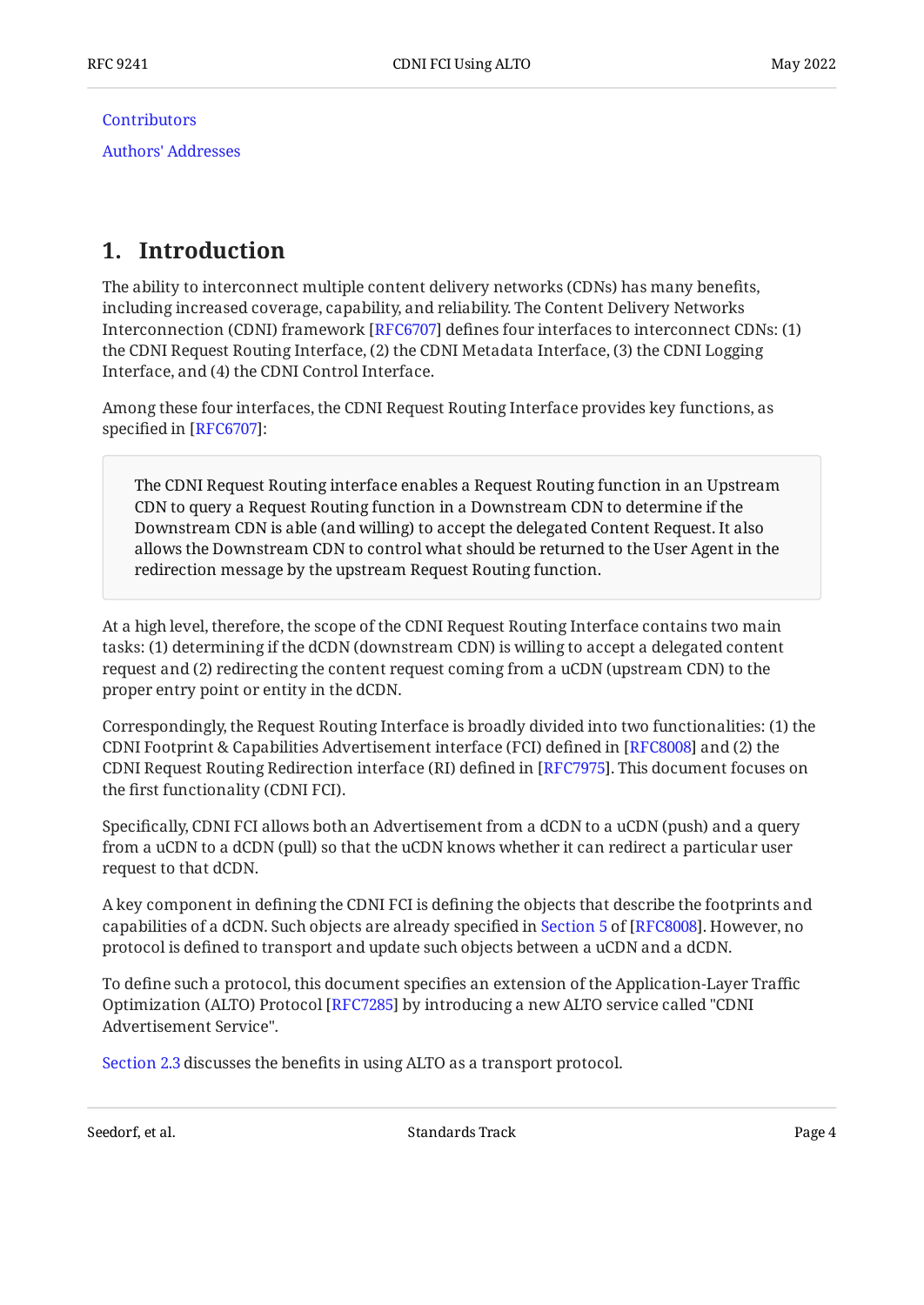Contributors

Authors' Addresses

# 1. Introduction

The ability to interconnect multiple content delivery networks (CDNs) has many benefits, including increased coverage, capability, and reliability. The Content Delivery Networks Interconnection (CDNI) framework [RFC6707] defines four interfaces to interconnect CDNs: (1) the CDNI Request Routing Interface, (2) the CDNI Metadata Interface, (3) the CDNI Logging Interface, and (4) the CDNI Control Interface.

Among these four interfaces, the CDNI Request Routing Interface provides key functions, as specified in [RFC6707]:

> The CDNI Request Routing interface enables a Request Routing function in an Upstream CDN to query a Request Routing function in a Downstream CDN to determine if the Downstream CDN is able (and willing) to accept the delegated Content Request. It also allows the Downstream CDN to control what should be returned to the User Agent in the redirection message by the upstream Request Routing function.

At a high level, therefore, the scope of the CDNI Request Routing Interface contains two main tasks: (1) determining if the dCDN (downstream CDN) is willing to accept a delegated content request and (2) redirecting the content request coming from a uCDN (upstream CDN) to the proper entry point or entity in the dCDN.

Correspondingly, the Request Routing Interface is broadly divided into two functionalities: (1) the CDNI Footprint & Capabilities Advertisement interface (FCI) defined in [RFC8008] and (2) the CDNI Request Routing Redirection interface (RI) defined in [RFC7975]. This document focuses on the first functionality (CDNI FCI).

Specifically, CDNI FCI allows both an Advertisement from a dCDN to a uCDN (push) and a query from a uCDN to a dCDN (pull) so that the uCDN knows whether it can redirect a particular user request to that dCDN.

A key component in defining the CDNI FCI is defining the objects that describe the footprints and capabilities of a dCDN. Such objects are already specified in Section 5 of [RFC8008]. However, no protocol is defined to transport and update such objects between a uCDN and a dCDN.

To define such a protocol, this document specifies an extension of the Application-Layer Traffic Optimization (ALTO) Protocol [RFC7285] by introducing a new ALTO service called "CDNI Advertisement Service".

Section 2.3 discusses the benefits in using ALTO as a transport protocol.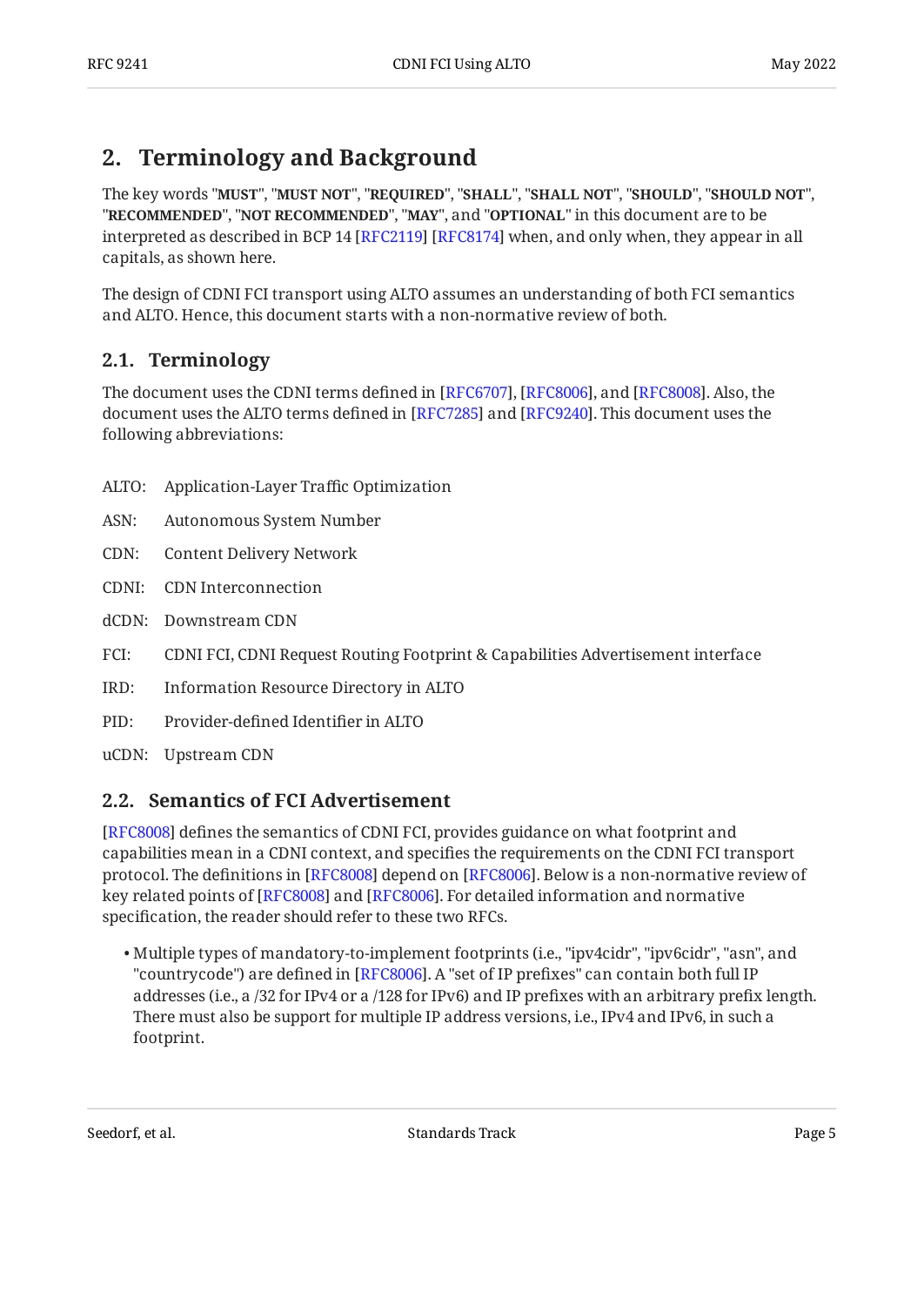## 2. Terminology and Background

The key words "**MUST**", "**MUST NOT**", "**REQUIRED**", "**SHALL**", "**SHALL NOT**", "**SHOULD**", "**SHOULD NOT**", "**RECOMMENDED**", "**NOT RECOMMENDED**", "**MAY**", and "**OPTIONAL**" in this document are to be interpreted as described in BCP 14 [RFC2119] [RFC8174] when, and only when, they appear in all capitals, as shown here.

The design of CDNI FCI transport using ALTO assumes an understanding of both FCI semantics and ALTO. Hence, this document starts with a non-normative review of both.

### 2.1. Terminology

The document uses the CDNI terms defined in [RFC6707], [RFC8006], and [RFC8008]. Also, the document uses the ALTO terms defined in [RFC7285] and [RFC9240]. This document uses the following abbreviations:

ALTO: Application-Layer Traffic Optimization

ASN: Autonomous System Number

CDN: Content Delivery Network

CDNI: CDN Interconnection

dCDN: Downstream CDN

FCI: CDNI FCI, CDNI Request Routing Footprint & Capabilities Advertisement interface

IRD: Information Resource Directory in ALTO

PID: Provider-defined Identifier in ALTO

uCDN: Upstream CDN

### 2.2. Semantics of FCI Advertisement

[RFC8008] defines the semantics of CDNI FCI, provides guidance on what footprint and capabilities mean in a CDNI context, and specifies the requirements on the CDNI FCI transport protocol. The definitions in [RFC8008] depend on [RFC8006]. Below is a non-normative review of key related points of [RFC8008] and [RFC8006]. For detailed information and normative specification, the reader should refer to these two RFCs.

- Multiple types of mandatory-to-implement footprints (i.e., "ipv4cidr", "ipv6cidr", "asn", and "countrycode") are defined in [RFC8006]. A "set of IP prefixes" can contain both full IP addresses (i.e., a /32 for IPv4 or a /128 for IPv6) and IP prefixes with an arbitrary prefix length. There must also be support for multiple IP address versions, i.e., IPv4 and IPv6, in such a footprint.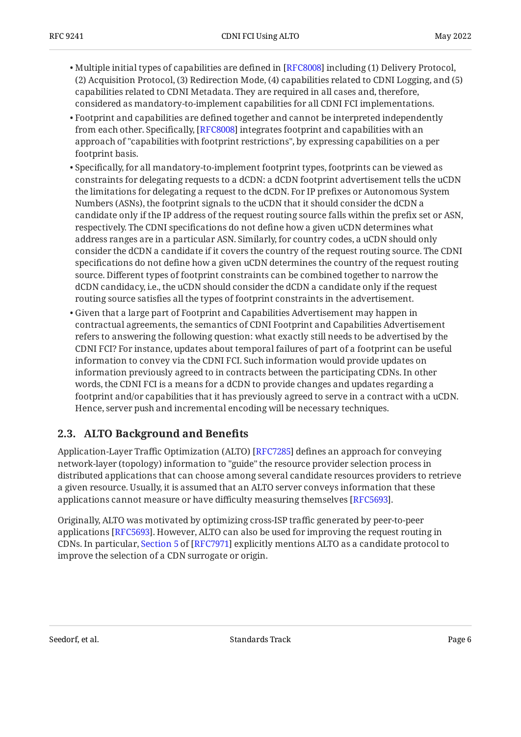- Multiple initial types of capabilities are defined in [RFC8008] including (1) Delivery Protocol, (2) Acquisition Protocol, (3) Redirection Mode, (4) capabilities related to CDNI Logging, and (5) capabilities related to CDNI Metadata. They are required in all cases and, therefore, considered as mandatory-to-implement capabilities for all CDNI FCI implementations.
- Footprint and capabilities are defined together and cannot be interpreted independently from each other. Specifically, [RFC8008] integrates footprint and capabilities with an approach of "capabilities with footprint restrictions", by expressing capabilities on a per footprint basis.
- Specifically, for all mandatory-to-implement footprint types, footprints can be viewed as constraints for delegating requests to a dCDN: a dCDN footprint advertisement tells the uCDN the limitations for delegating a request to the dCDN. For IP prefixes or Autonomous System Numbers (ASNs), the footprint signals to the uCDN that it should consider the dCDN a candidate only if the IP address of the request routing source falls within the prefix set or ASN, respectively. The CDNI specifications do not define how a given uCDN determines what address ranges are in a particular ASN. Similarly, for country codes, a uCDN should only consider the dCDN a candidate if it covers the country of the request routing source. The CDNI specifications do not define how a given uCDN determines the country of the request routing source. Different types of footprint constraints can be combined together to narrow the dCDN candidacy, i.e., the uCDN should consider the dCDN a candidate only if the request routing source satisfies all the types of footprint constraints in the advertisement.
- Given that a large part of Footprint and Capabilities Advertisement may happen in contractual agreements, the semantics of CDNI Footprint and Capabilities Advertisement refers to answering the following question: what exactly still needs to be advertised by the CDNI FCI? For instance, updates about temporal failures of part of a footprint can be useful information to convey via the CDNI FCI. Such information would provide updates on information previously agreed to in contracts between the participating CDNs. In other words, the CDNI FCI is a means for a dCDN to provide changes and updates regarding a footprint and/or capabilities that it has previously agreed to serve in a contract with a uCDN. Hence, server push and incremental encoding will be necessary techniques.

## 2.3. ALTO Background and Benefits

Application-Layer Traffic Optimization (ALTO) [RFC7285] defines an approach for conveying network-layer (topology) information to "guide" the resource provider selection process in distributed applications that can choose among several candidate resources providers to retrieve a given resource. Usually, it is assumed that an ALTO server conveys information that these applications cannot measure or have difficulty measuring themselves [RFC5693].

Originally, ALTO was motivated by optimizing cross-ISP traffic generated by peer-to-peer applications [RFC5693]. However, ALTO can also be used for improving the request routing in CDNs. In particular, Section 5 of [RFC7971] explicitly mentions ALTO as a candidate protocol to improve the selection of a CDN surrogate or origin.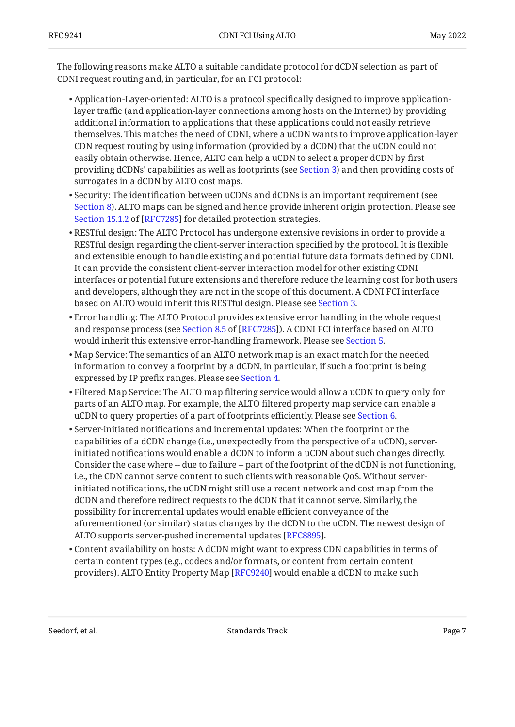The following reasons make ALTO a suitable candidate protocol for dCDN selection as part of CDNI request routing and, in particular, for an FCI protocol:

- Application-Layer-oriented: ALTO is a protocol specifically designed to improve application-layer traffic (and application-layer connections among hosts on the Internet) by providing additional information to applications that these applications could not easily retrieve themselves. This matches the need of CDNI, where a uCDN wants to improve application-layer CDN request routing by using information (provided by a dCDN) that the uCDN could not easily obtain otherwise. Hence, ALTO can help a uCDN to select a proper dCDN by first providing dCDNs' capabilities as well as footprints (see Section 3) and then providing costs of surrogates in a dCDN by ALTO cost maps.
- Security: The identification between uCDNs and dCDNs is an important requirement (see Section 8). ALTO maps can be signed and hence provide inherent origin protection. Please see Section 15.1.2 of [RFC7285] for detailed protection strategies.
- RESTful design: The ALTO Protocol has undergone extensive revisions in order to provide a RESTful design regarding the client-server interaction specified by the protocol. It is flexible and extensible enough to handle existing and potential future data formats defined by CDNI. It can provide the consistent client-server interaction model for other existing CDNI interfaces or potential future extensions and therefore reduce the learning cost for both users and developers, although they are not in the scope of this document. A CDNI FCI interface based on ALTO would inherit this RESTful design. Please see Section 3.
- Error handling: The ALTO Protocol provides extensive error handling in the whole request and response process (see Section 8.5 of [RFC7285]). A CDNI FCI interface based on ALTO would inherit this extensive error-handling framework. Please see Section 5.
- Map Service: The semantics of an ALTO network map is an exact match for the needed information to convey a footprint by a dCDN, in particular, if such a footprint is being expressed by IP prefix ranges. Please see Section 4.
- Filtered Map Service: The ALTO map filtering service would allow a uCDN to query only for parts of an ALTO map. For example, the ALTO filtered property map service can enable a uCDN to query properties of a part of footprints efficiently. Please see Section 6.
- Server-initiated notifications and incremental updates: When the footprint or the capabilities of a dCDN change (i.e., unexpectedly from the perspective of a uCDN), server-initiated notifications would enable a dCDN to inform a uCDN about such changes directly. Consider the case where -- due to failure -- part of the footprint of the dCDN is not functioning, i.e., the CDN cannot serve content to such clients with reasonable QoS. Without server-initiated notifications, the uCDN might still use a recent network and cost map from the dCDN and therefore redirect requests to the dCDN that it cannot serve. Similarly, the possibility for incremental updates would enable efficient conveyance of the aforementioned (or similar) status changes by the dCDN to the uCDN. The newest design of ALTO supports server-pushed incremental updates [RFC8895].
- Content availability on hosts: A dCDN might want to express CDN capabilities in terms of certain content types (e.g., codecs and/or formats, or content from certain content providers). ALTO Entity Property Map [RFC9240] would enable a dCDN to make such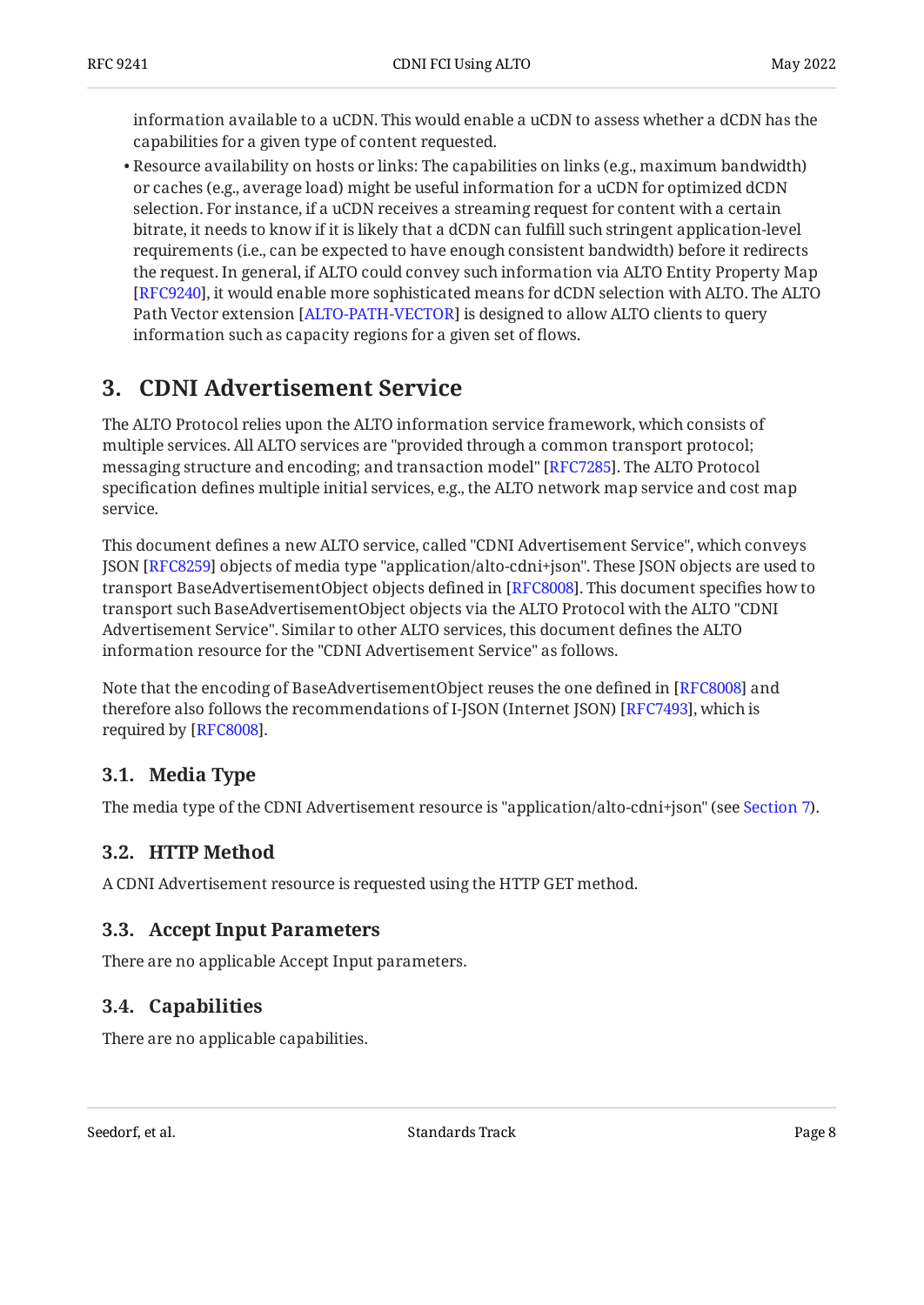information available to a uCDN. This would enable a uCDN to assess whether a dCDN has the capabilities for a given type of content requested.

- Resource availability on hosts or links: The capabilities on links (e.g., maximum bandwidth) or caches (e.g., average load) might be useful information for a uCDN for optimized dCDN selection. For instance, if a uCDN receives a streaming request for content with a certain bitrate, it needs to know if it is likely that a dCDN can fulfill such stringent application-level requirements (i.e., can be expected to have enough consistent bandwidth) before it redirects the request. In general, if ALTO could convey such information via ALTO Entity Property Map [RFC9240], it would enable more sophisticated means for dCDN selection with ALTO. The ALTO Path Vector extension [ALTO-PATH-VECTOR] is designed to allow ALTO clients to query information such as capacity regions for a given set of flows.

# 3. CDNI Advertisement Service

The ALTO Protocol relies upon the ALTO information service framework, which consists of multiple services. All ALTO services are "provided through a common transport protocol; messaging structure and encoding; and transaction model" [RFC7285]. The ALTO Protocol specification defines multiple initial services, e.g., the ALTO network map service and cost map service.

This document defines a new ALTO service, called "CDNI Advertisement Service", which conveys JSON [RFC8259] objects of media type "application/alto-cdni+json". These JSON objects are used to transport BaseAdvertisementObject objects defined in [RFC8008]. This document specifies how to transport such BaseAdvertisementObject objects via the ALTO Protocol with the ALTO "CDNI Advertisement Service". Similar to other ALTO services, this document defines the ALTO information resource for the "CDNI Advertisement Service" as follows.

Note that the encoding of BaseAdvertisementObject reuses the one defined in [RFC8008] and therefore also follows the recommendations of I-JSON (Internet JSON) [RFC7493], which is required by [RFC8008].

## 3.1. Media Type

The media type of the CDNI Advertisement resource is "application/alto-cdni+json" (see Section 7).

## 3.2. HTTP Method

A CDNI Advertisement resource is requested using the HTTP GET method.

## 3.3. Accept Input Parameters

There are no applicable Accept Input parameters.

## 3.4. Capabilities

There are no applicable capabilities.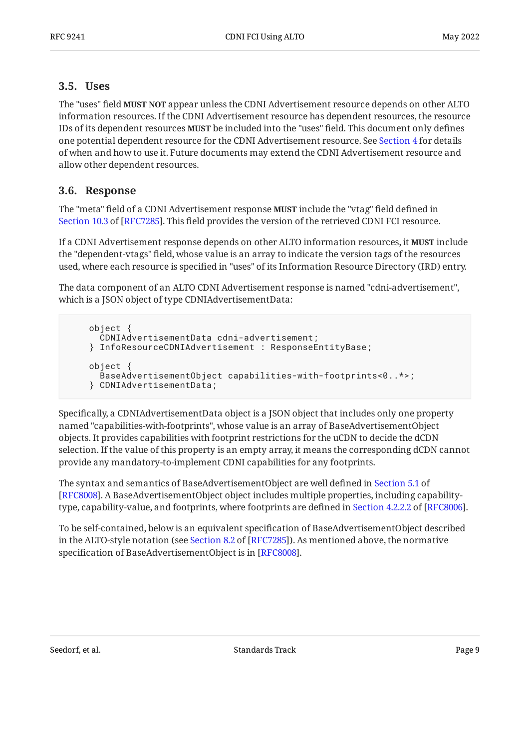### 3.5. Uses

The "uses" field **MUST NOT** appear unless the CDNI Advertisement resource depends on other ALTO information resources. If the CDNI Advertisement resource has dependent resources, the resource IDs of its dependent resources **MUST** be included into the "uses" field. This document only defines one potential dependent resource for the CDNI Advertisement resource. See Section 4 for details of when and how to use it. Future documents may extend the CDNI Advertisement resource and allow other dependent resources.

### 3.6. Response

The "meta" field of a CDNI Advertisement response **MUST** include the "vtag" field defined in Section 10.3 of [RFC7285]. This field provides the version of the retrieved CDNI FCI resource.

If a CDNI Advertisement response depends on other ALTO information resources, it **MUST** include the "dependent-vtags" field, whose value is an array to indicate the version tags of the resources used, where each resource is specified in "uses" of its Information Resource Directory (IRD) entry.

The data component of an ALTO CDNI Advertisement response is named "cdni-advertisement", which is a JSON object of type CDNIAdvertisementData:

```
object {
  CDNIAdvertisementData cdni-advertisement;
} InfoResourceCDNIAdvertisement : ResponseEntityBase;

object {
  BaseAdvertisementObject capabilities-with-footprints<0..*>;
} CDNIAdvertisementData;
```

Specifically, a CDNIAdvertisementData object is a JSON object that includes only one property named "capabilities-with-footprints", whose value is an array of BaseAdvertisementObject objects. It provides capabilities with footprint restrictions for the uCDN to decide the dCDN selection. If the value of this property is an empty array, it means the corresponding dCDN cannot provide any mandatory-to-implement CDNI capabilities for any footprints.

The syntax and semantics of BaseAdvertisementObject are well defined in Section 5.1 of [RFC8008]. A BaseAdvertisementObject object includes multiple properties, including capability-type, capability-value, and footprints, where footprints are defined in Section 4.2.2.2 of [RFC8006].

To be self-contained, below is an equivalent specification of BaseAdvertisementObject described in the ALTO-style notation (see Section 8.2 of [RFC7285]). As mentioned above, the normative specification of BaseAdvertisementObject is in [RFC8008].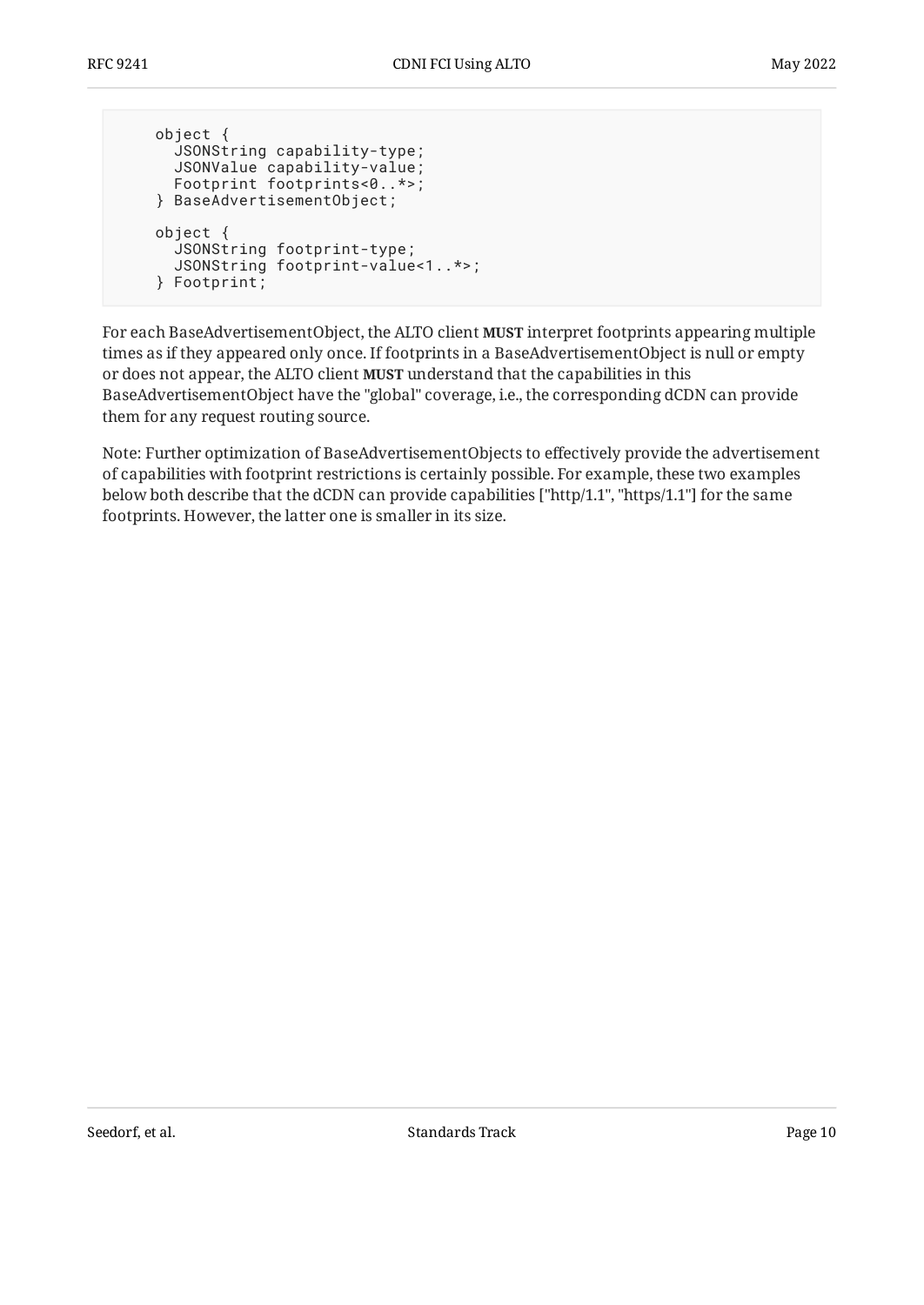```
object {
  JSONString capability-type;
  JSONValue capability-value;
  Footprint footprints<0..*>;
} BaseAdvertisementObject;

object {
  JSONString footprint-type;
  JSONString footprint-value<1..*>;
} Footprint;
```

For each BaseAdvertisementObject, the ALTO client **MUST** interpret footprints appearing multiple times as if they appeared only once. If footprints in a BaseAdvertisementObject is null or empty or does not appear, the ALTO client **MUST** understand that the capabilities in this BaseAdvertisementObject have the "global" coverage, i.e., the corresponding dCDN can provide them for any request routing source.

Note: Further optimization of BaseAdvertisementObjects to effectively provide the advertisement of capabilities with footprint restrictions is certainly possible. For example, these two examples below both describe that the dCDN can provide capabilities ["http/1.1", "https/1.1"] for the same footprints. However, the latter one is smaller in its size.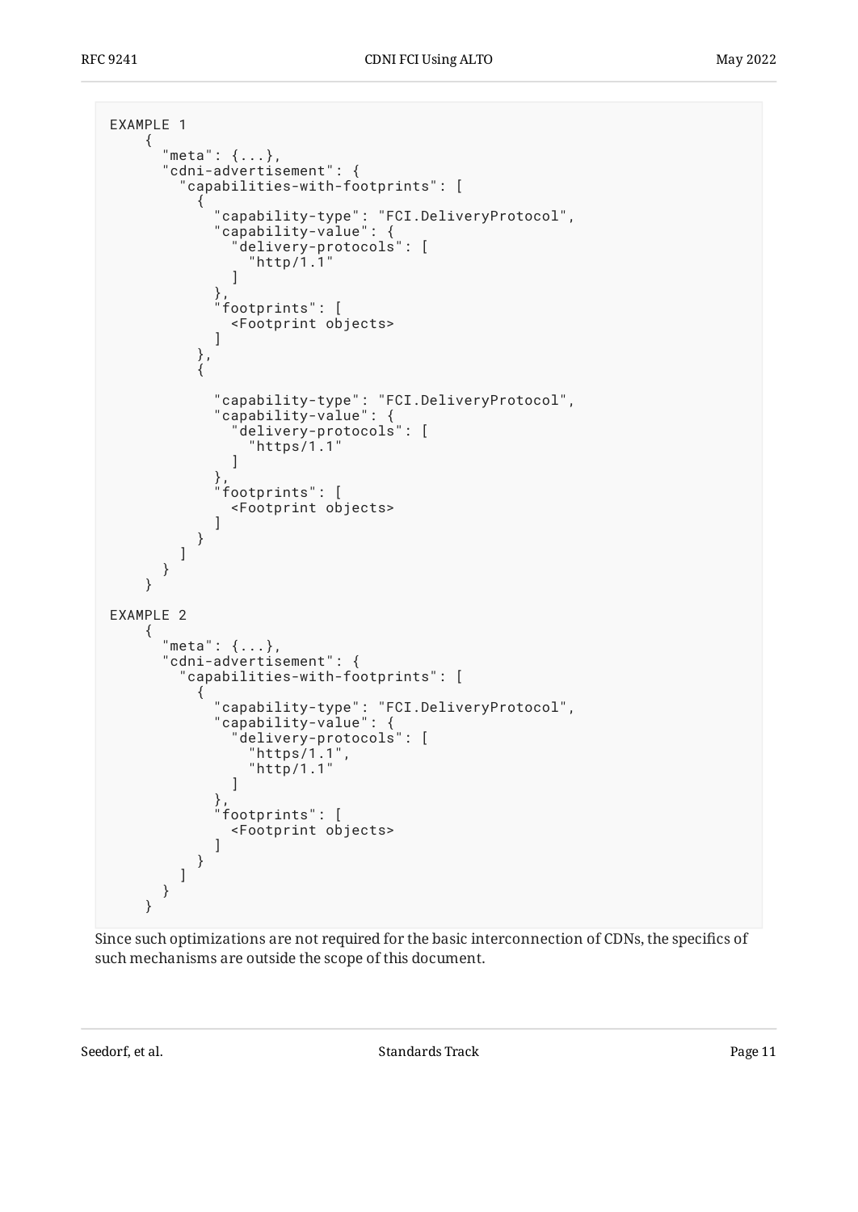```
EXAMPLE 1
    {
      "meta": {...},
      "cdni-advertisement": {
        "capabilities-with-footprints": [
          {
            "capability-type": "FCI.DeliveryProtocol",
            "capability-value": {
              "delivery-protocols": [
                "http/1.1"
              ]
            },
            "footprints": [
              <Footprint objects>
            ]
          },
          {

            "capability-type": "FCI.DeliveryProtocol",
            "capability-value": {
              "delivery-protocols": [
                "https/1.1"
              ]
            },
            "footprints": [
              <Footprint objects>
            ]
          }
        ]
      }
    }

EXAMPLE 2
    {
      "meta": {...},
      "cdni-advertisement": {
        "capabilities-with-footprints": [
          {
            "capability-type": "FCI.DeliveryProtocol",
            "capability-value": {
              "delivery-protocols": [
                "https/1.1",
                "http/1.1"
              ]
            },
            "footprints": [
              <Footprint objects>
            ]
          }
        ]
      }
    }
```

Since such optimizations are not required for the basic interconnection of CDNs, the specifics of such mechanisms are outside the scope of this document.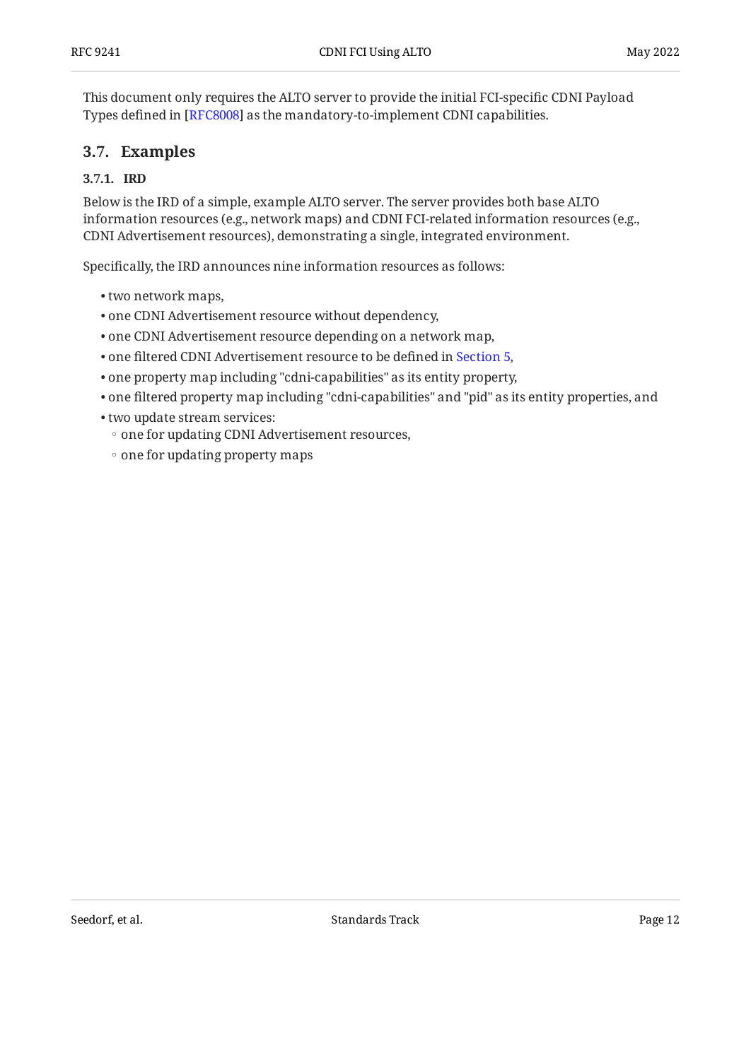This document only requires the ALTO server to provide the initial FCI-specific CDNI Payload Types defined in [RFC8008] as the mandatory-to-implement CDNI capabilities.

## 3.7. Examples

### 3.7.1. IRD

Below is the IRD of a simple, example ALTO server. The server provides both base ALTO information resources (e.g., network maps) and CDNI FCI-related information resources (e.g., CDNI Advertisement resources), demonstrating a single, integrated environment.

Specifically, the IRD announces nine information resources as follows:

- two network maps,
- one CDNI Advertisement resource without dependency,
- one CDNI Advertisement resource depending on a network map,
- one filtered CDNI Advertisement resource to be defined in Section 5,
- one property map including "cdni-capabilities" as its entity property,
- one filtered property map including "cdni-capabilities" and "pid" as its entity properties, and
- two update stream services:
  - one for updating CDNI Advertisement resources,
  - one for updating property maps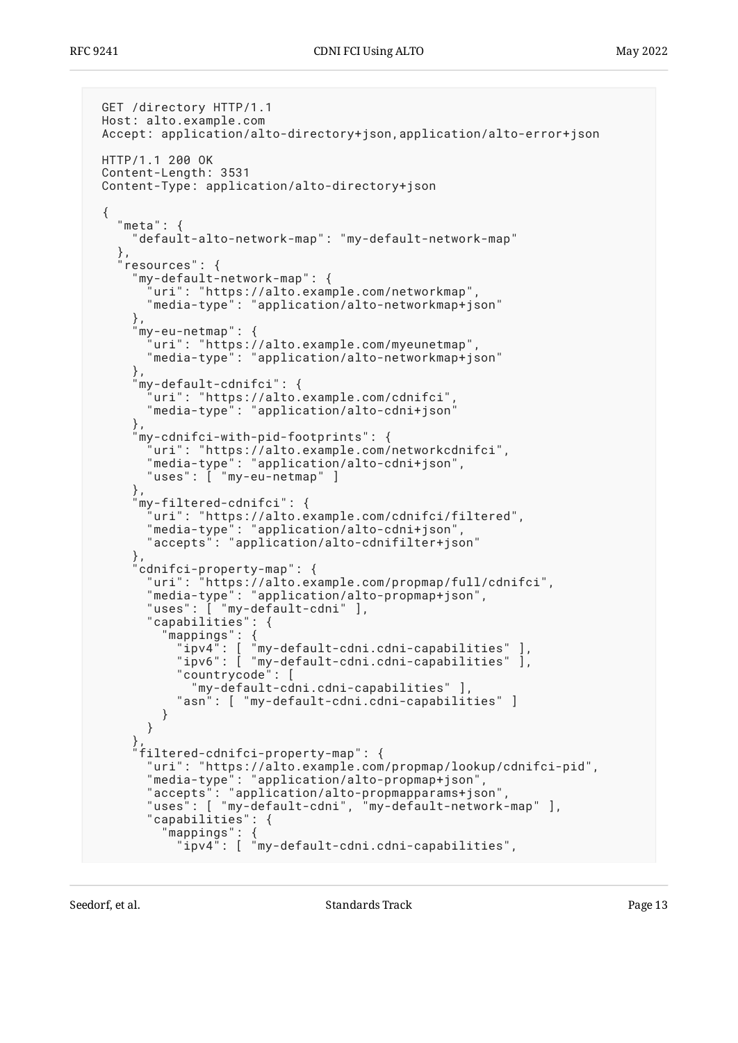```
GET /directory HTTP/1.1
Host: alto.example.com
Accept: application/alto-directory+json,application/alto-error+json

HTTP/1.1 200 OK
Content-Length: 3531
Content-Type: application/alto-directory+json

{
  "meta": {
    "default-alto-network-map": "my-default-network-map"
  },
  "resources": {
    "my-default-network-map": {
      "uri": "https://alto.example.com/networkmap",
      "media-type": "application/alto-networkmap+json"
    },
    "my-eu-netmap": {
      "uri": "https://alto.example.com/myeunetmap",
      "media-type": "application/alto-networkmap+json"
    },
    "my-default-cdnifci": {
      "uri": "https://alto.example.com/cdnifci",
      "media-type": "application/alto-cdni+json"
    },
    "my-cdnifci-with-pid-footprints": {
      "uri": "https://alto.example.com/networkcdnifci",
      "media-type": "application/alto-cdni+json",
      "uses": [ "my-eu-netmap" ]
    },
    "my-filtered-cdnifci": {
      "uri": "https://alto.example.com/cdnifci/filtered",
      "media-type": "application/alto-cdni+json",
      "accepts": "application/alto-cdnifilter+json"
    },
    "cdnifci-property-map": {
      "uri": "https://alto.example.com/propmap/full/cdnifci",
      "media-type": "application/alto-propmap+json",
      "uses": [ "my-default-cdni" ],
      "capabilities": {
        "mappings": {
          "ipv4": [ "my-default-cdni.cdni-capabilities" ],
          "ipv6": [ "my-default-cdni.cdni-capabilities" ],
          "countrycode": [
            "my-default-cdni.cdni-capabilities" ],
          "asn": [ "my-default-cdni.cdni-capabilities" ]
        }
      }
    },
    "filtered-cdnifci-property-map": {
      "uri": "https://alto.example.com/propmap/lookup/cdnifci-pid",
      "media-type": "application/alto-propmap+json",
      "accepts": "application/alto-propmapparams+json",
      "uses": [ "my-default-cdni", "my-default-network-map" ],
      "capabilities": {
        "mappings": {
          "ipv4": [ "my-default-cdni.cdni-capabilities",
```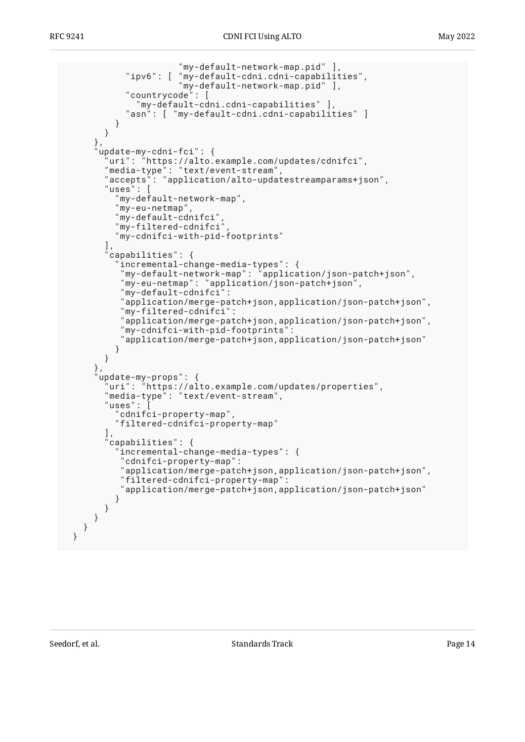```
                    "my-default-network-map.pid" ],
          "ipv6": [ "my-default-cdni.cdni-capabilities",
                    "my-default-network-map.pid" ],
          "countrycode": [
            "my-default-cdni.cdni-capabilities" ],
          "asn": [ "my-default-cdni.cdni-capabilities" ]
        }
      }
    },
    "update-my-cdni-fci": {
      "uri": "https://alto.example.com/updates/cdnifci",
      "media-type": "text/event-stream",
      "accepts": "application/alto-updatestreamparams+json",
      "uses": [
        "my-default-network-map",
        "my-eu-netmap",
        "my-default-cdnifci",
        "my-filtered-cdnifci",
        "my-cdnifci-with-pid-footprints"
      ],
      "capabilities": {
        "incremental-change-media-types": {
         "my-default-network-map": "application/json-patch+json",
         "my-eu-netmap": "application/json-patch+json",
         "my-default-cdnifci":
         "application/merge-patch+json,application/json-patch+json",
         "my-filtered-cdnifci":
         "application/merge-patch+json,application/json-patch+json",
         "my-cdnifci-with-pid-footprints":
         "application/merge-patch+json,application/json-patch+json"
        }
      }
    },
    "update-my-props": {
      "uri": "https://alto.example.com/updates/properties",
      "media-type": "text/event-stream",
      "uses": [
        "cdnifci-property-map",
        "filtered-cdnifci-property-map"
      ],
      "capabilities": {
        "incremental-change-media-types": {
         "cdnifci-property-map":
         "application/merge-patch+json,application/json-patch+json",
         "filtered-cdnifci-property-map":
         "application/merge-patch+json,application/json-patch+json"
        }
      }
    }
  }
}
```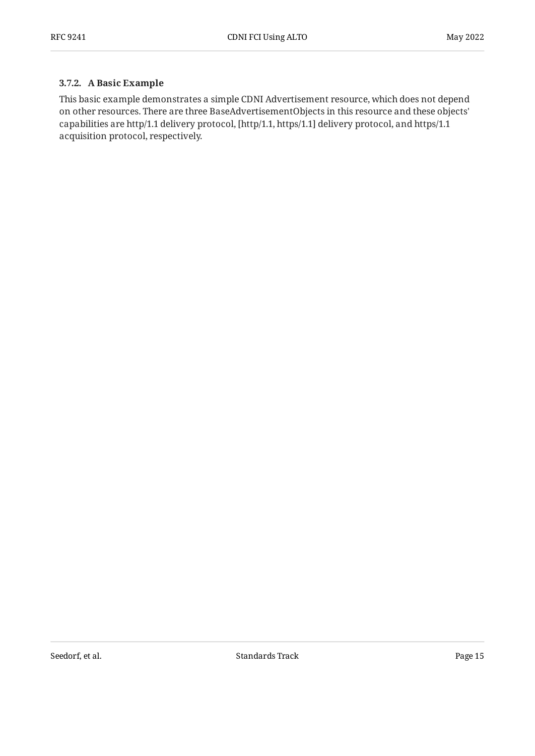#### 3.7.2. A Basic Example

This basic example demonstrates a simple CDNI Advertisement resource, which does not depend on other resources. There are three BaseAdvertisementObjects in this resource and these objects' capabilities are http/1.1 delivery protocol, [http/1.1, https/1.1] delivery protocol, and https/1.1 acquisition protocol, respectively.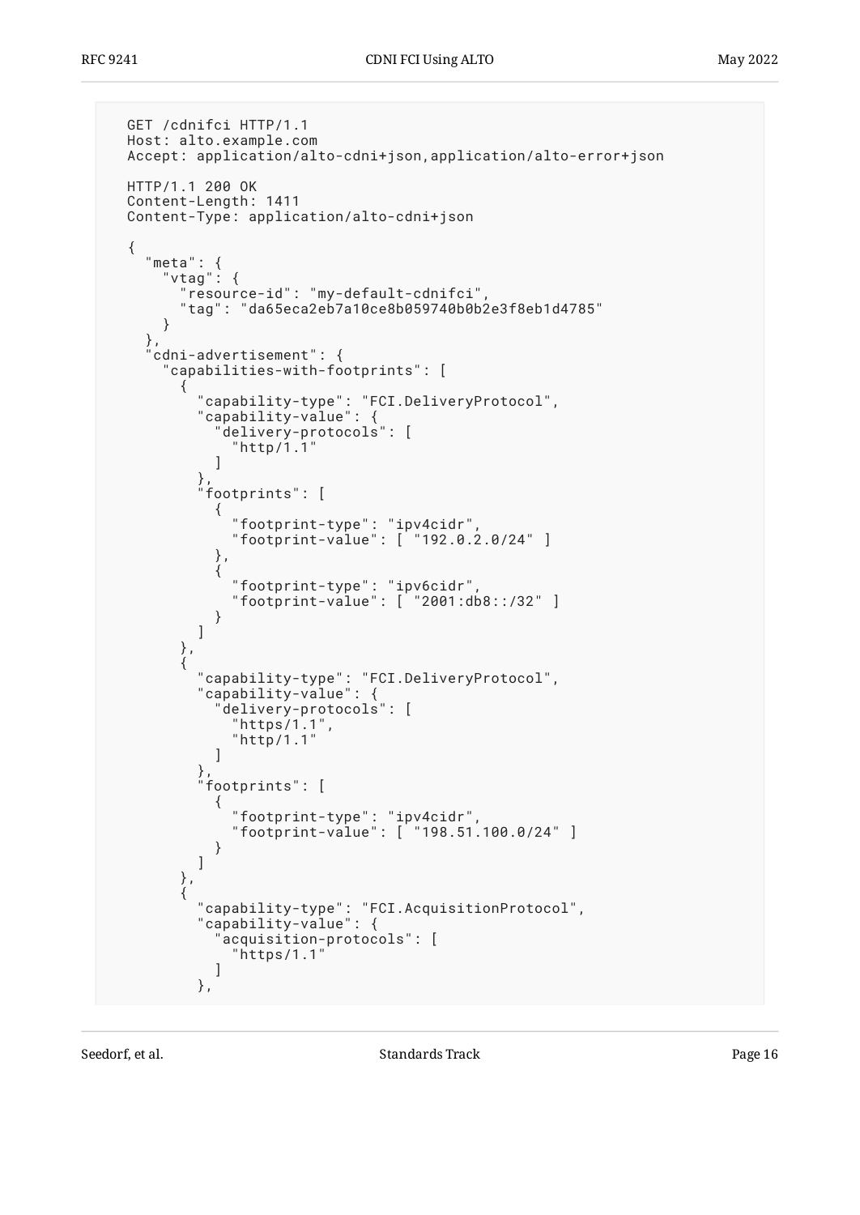```
GET /cdnifci HTTP/1.1
Host: alto.example.com
Accept: application/alto-cdni+json,application/alto-error+json

HTTP/1.1 200 OK
Content-Length: 1411
Content-Type: application/alto-cdni+json

{
  "meta": {
    "vtag": {
      "resource-id": "my-default-cdnifci",
      "tag": "da65eca2eb7a10ce8b059740b0b2e3f8eb1d4785"
    }
  },
  "cdni-advertisement": {
    "capabilities-with-footprints": [
      {
        "capability-type": "FCI.DeliveryProtocol",
        "capability-value": {
          "delivery-protocols": [
            "http/1.1"
          ]
        },
        "footprints": [
          {
            "footprint-type": "ipv4cidr",
            "footprint-value": [ "192.0.2.0/24" ]
          },
          {
            "footprint-type": "ipv6cidr",
            "footprint-value": [ "2001:db8::/32" ]
          }
        ]
      },
      {
        "capability-type": "FCI.DeliveryProtocol",
        "capability-value": {
          "delivery-protocols": [
            "https/1.1",
            "http/1.1"
          ]
        },
        "footprints": [
          {
            "footprint-type": "ipv4cidr",
            "footprint-value": [ "198.51.100.0/24" ]
          }
        ]
      },
      {
        "capability-type": "FCI.AcquisitionProtocol",
        "capability-value": {
          "acquisition-protocols": [
            "https/1.1"
          ]
        },
```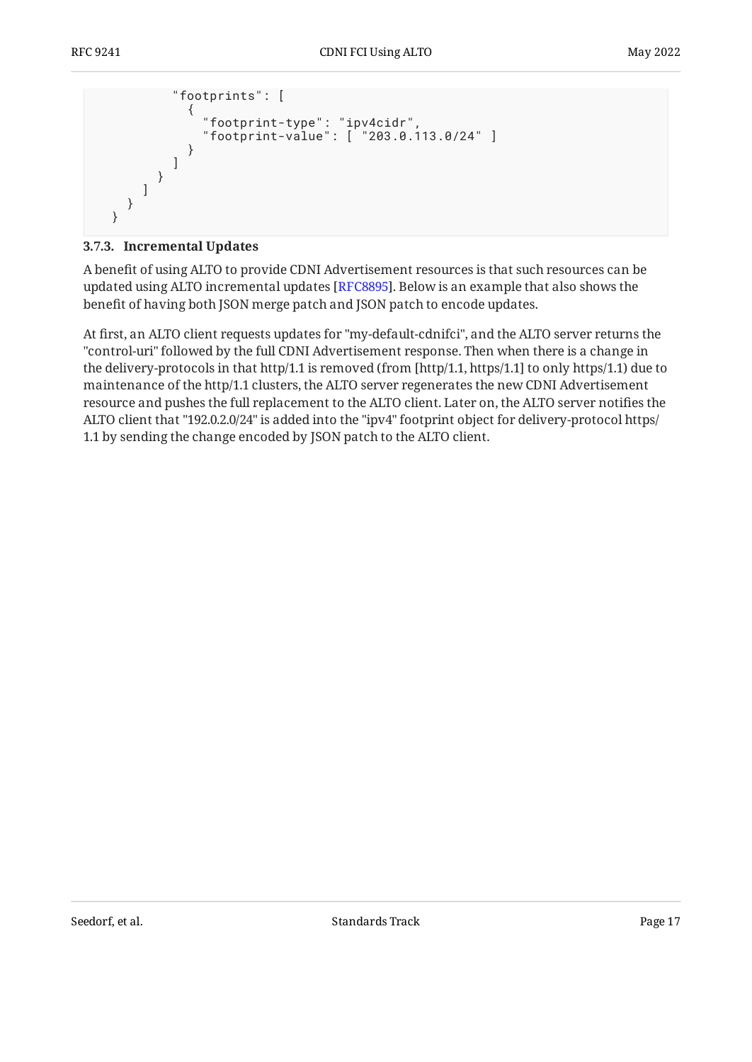```
          "footprints": [
            {
              "footprint-type": "ipv4cidr",
              "footprint-value": [ "203.0.113.0/24" ]
            }
          ]
        }
      ]
    }
}
```

### 3.7.3. Incremental Updates

A benefit of using ALTO to provide CDNI Advertisement resources is that such resources can be updated using ALTO incremental updates [RFC8895]. Below is an example that also shows the benefit of having both JSON merge patch and JSON patch to encode updates.

At first, an ALTO client requests updates for "my-default-cdnifci", and the ALTO server returns the "control-uri" followed by the full CDNI Advertisement response. Then when there is a change in the delivery-protocols in that http/1.1 is removed (from [http/1.1, https/1.1] to only https/1.1) due to maintenance of the http/1.1 clusters, the ALTO server regenerates the new CDNI Advertisement resource and pushes the full replacement to the ALTO client. Later on, the ALTO server notifies the ALTO client that "192.0.2.0/24" is added into the "ipv4" footprint object for delivery-protocol https/1.1 by sending the change encoded by JSON patch to the ALTO client.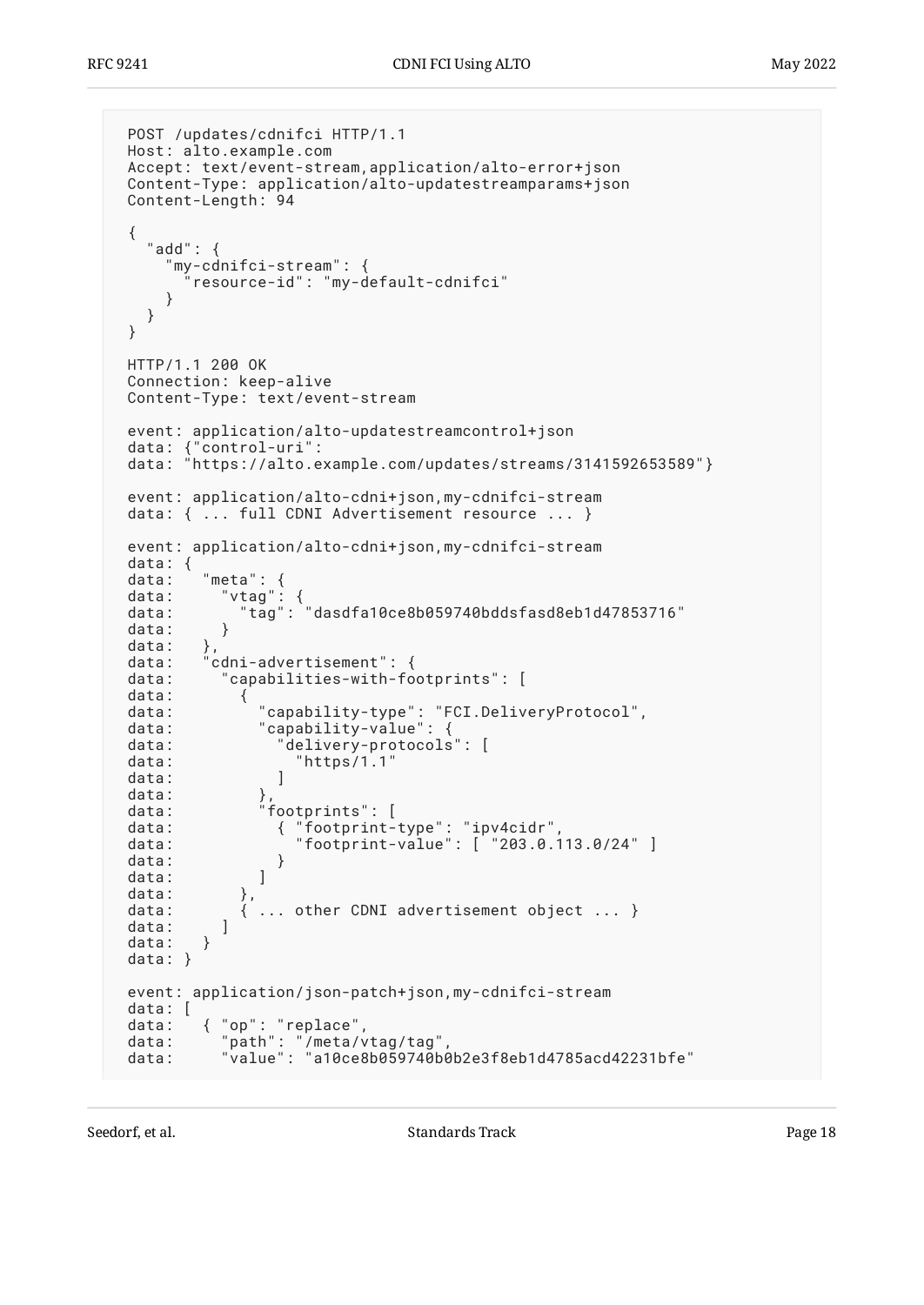```
POST /updates/cdnifci HTTP/1.1
Host: alto.example.com
Accept: text/event-stream,application/alto-error+json
Content-Type: application/alto-updatestreamparams+json
Content-Length: 94

{
  "add": {
    "my-cdnifci-stream": {
      "resource-id": "my-default-cdnifci"
    }
  }
}

HTTP/1.1 200 OK
Connection: keep-alive
Content-Type: text/event-stream

event: application/alto-updatestreamcontrol+json
data: {"control-uri":
data: "https://alto.example.com/updates/streams/3141592653589"}

event: application/alto-cdni+json,my-cdnifci-stream
data: { ... full CDNI Advertisement resource ... }

event: application/alto-cdni+json,my-cdnifci-stream
data: {
data:   "meta": {
data:     "vtag": {
data:       "tag": "dasdfa10ce8b059740bddsfasd8eb1d47853716"
data:     }
data:   },
data:   "cdni-advertisement": {
data:     "capabilities-with-footprints": [
data:       {
data:         "capability-type": "FCI.DeliveryProtocol",
data:         "capability-value": {
data:           "delivery-protocols": [
data:             "https/1.1"
data:           ]
data:         },
data:         "footprints": [
data:           { "footprint-type": "ipv4cidr",
data:             "footprint-value": [ "203.0.113.0/24" ]
data:           }
data:         ]
data:       },
data:       { ... other CDNI advertisement object ... }
data:     ]
data:   }
data: }

event: application/json-patch+json,my-cdnifci-stream
data: [
data:   { "op": "replace",
data:     "path": "/meta/vtag/tag",
data:     "value": "a10ce8b059740b0b2e3f8eb1d4785acd42231bfe"
```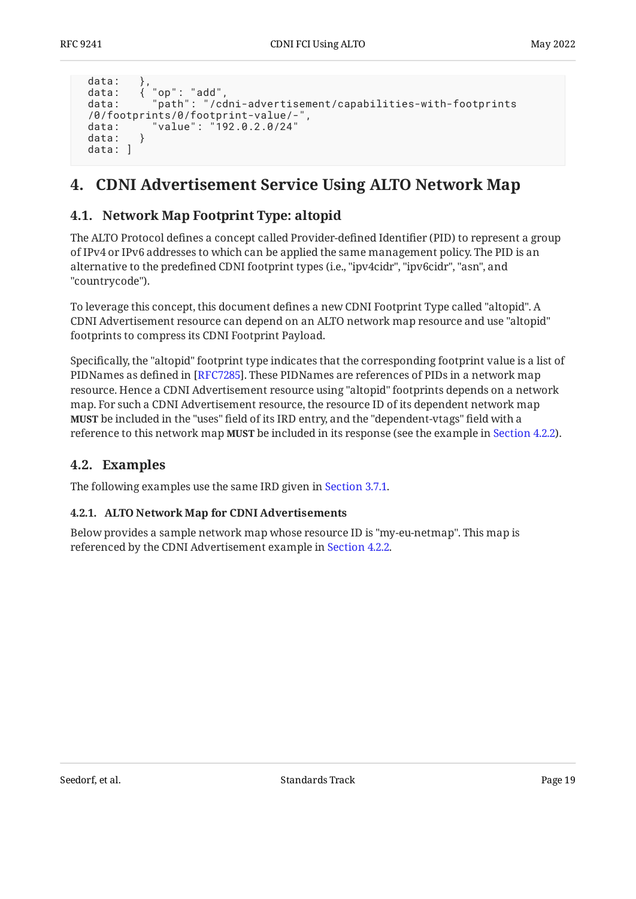```
data:   },
data:   { "op": "add",
data:     "path": "/cdni-advertisement/capabilities-with-footprints
/0/footprints/0/footprint-value/-",
data:     "value": "192.0.2.0/24"
data:   }
data: ]
```

# 4. CDNI Advertisement Service Using ALTO Network Map

## 4.1. Network Map Footprint Type: altopid

The ALTO Protocol defines a concept called Provider-defined Identifier (PID) to represent a group of IPv4 or IPv6 addresses to which can be applied the same management policy. The PID is an alternative to the predefined CDNI footprint types (i.e., "ipv4cidr", "ipv6cidr", "asn", and "countrycode").

To leverage this concept, this document defines a new CDNI Footprint Type called "altopid". A CDNI Advertisement resource can depend on an ALTO network map resource and use "altopid" footprints to compress its CDNI Footprint Payload.

Specifically, the "altopid" footprint type indicates that the corresponding footprint value is a list of PIDNames as defined in [RFC7285]. These PIDNames are references of PIDs in a network map resource. Hence a CDNI Advertisement resource using "altopid" footprints depends on a network map. For such a CDNI Advertisement resource, the resource ID of its dependent network map **MUST** be included in the "uses" field of its IRD entry, and the "dependent-vtags" field with a reference to this network map **MUST** be included in its response (see the example in Section 4.2.2).

## 4.2. Examples

The following examples use the same IRD given in Section 3.7.1.

### 4.2.1. ALTO Network Map for CDNI Advertisements

Below provides a sample network map whose resource ID is "my-eu-netmap". This map is referenced by the CDNI Advertisement example in Section 4.2.2.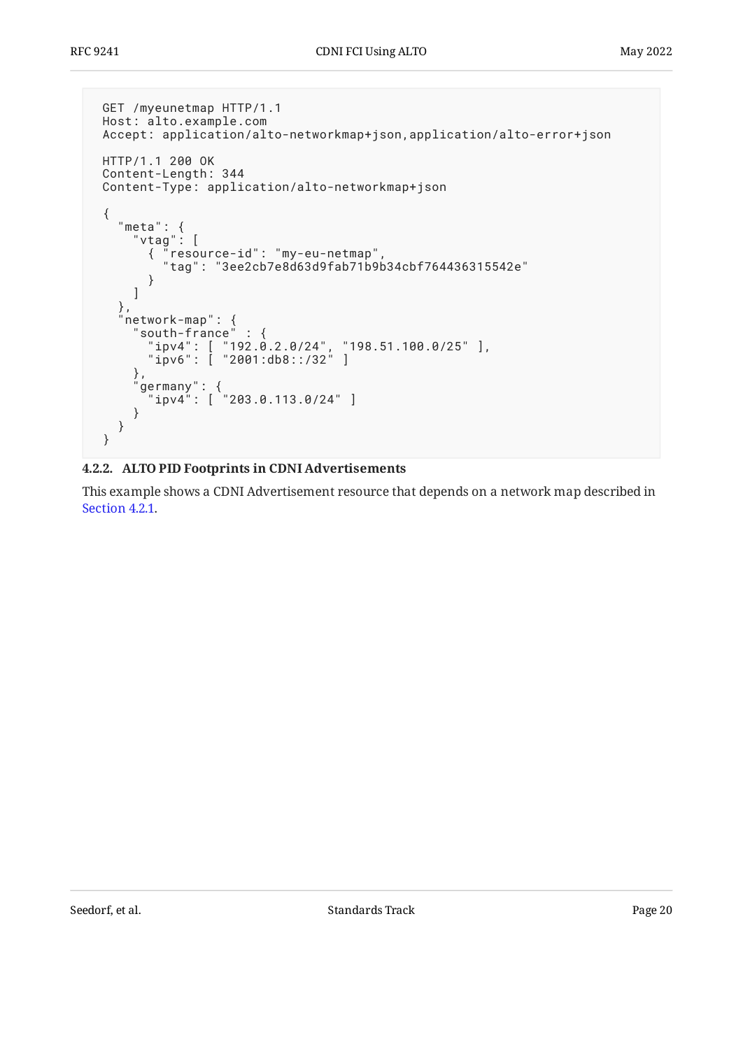```
GET /myeunetmap HTTP/1.1
Host: alto.example.com
Accept: application/alto-networkmap+json,application/alto-error+json

HTTP/1.1 200 OK
Content-Length: 344
Content-Type: application/alto-networkmap+json

{
  "meta": {
    "vtag": [
      { "resource-id": "my-eu-netmap",
        "tag": "3ee2cb7e8d63d9fab71b9b34cbf764436315542e"
      }
    ]
  },
  "network-map": {
    "south-france" : {
      "ipv4": [ "192.0.2.0/24", "198.51.100.0/25" ],
      "ipv6": [ "2001:db8::/32" ]
    },
    "germany": {
      "ipv4": [ "203.0.113.0/24" ]
    }
  }
}
```

#### 4.2.2. ALTO PID Footprints in CDNI Advertisements

This example shows a CDNI Advertisement resource that depends on a network map described in Section 4.2.1.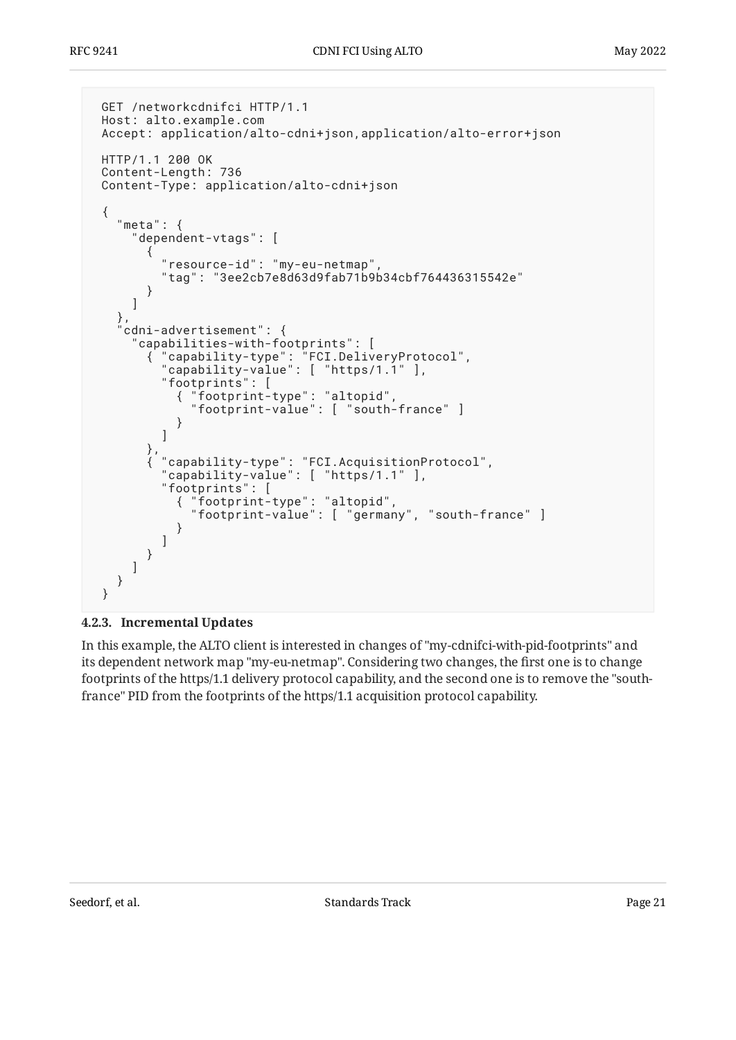```
GET /networkcdnifci HTTP/1.1
Host: alto.example.com
Accept: application/alto-cdni+json,application/alto-error+json

HTTP/1.1 200 OK
Content-Length: 736
Content-Type: application/alto-cdni+json

{
  "meta": {
    "dependent-vtags": [
      {
        "resource-id": "my-eu-netmap",
        "tag": "3ee2cb7e8d63d9fab71b9b34cbf764436315542e"
      }
    ]
  },
  "cdni-advertisement": {
    "capabilities-with-footprints": [
      { "capability-type": "FCI.DeliveryProtocol",
        "capability-value": [ "https/1.1" ],
        "footprints": [
          { "footprint-type": "altopid",
            "footprint-value": [ "south-france" ]
          }
        ]
      },
      { "capability-type": "FCI.AcquisitionProtocol",
        "capability-value": [ "https/1.1" ],
        "footprints": [
          { "footprint-type": "altopid",
            "footprint-value": [ "germany", "south-france" ]
          }
        ]
      }
    ]
  }
}
```

#### 4.2.3. Incremental Updates

In this example, the ALTO client is interested in changes of "my-cdnifci-with-pid-footprints" and its dependent network map "my-eu-netmap". Considering two changes, the first one is to change footprints of the https/1.1 delivery protocol capability, and the second one is to remove the "south-france" PID from the footprints of the https/1.1 acquisition protocol capability.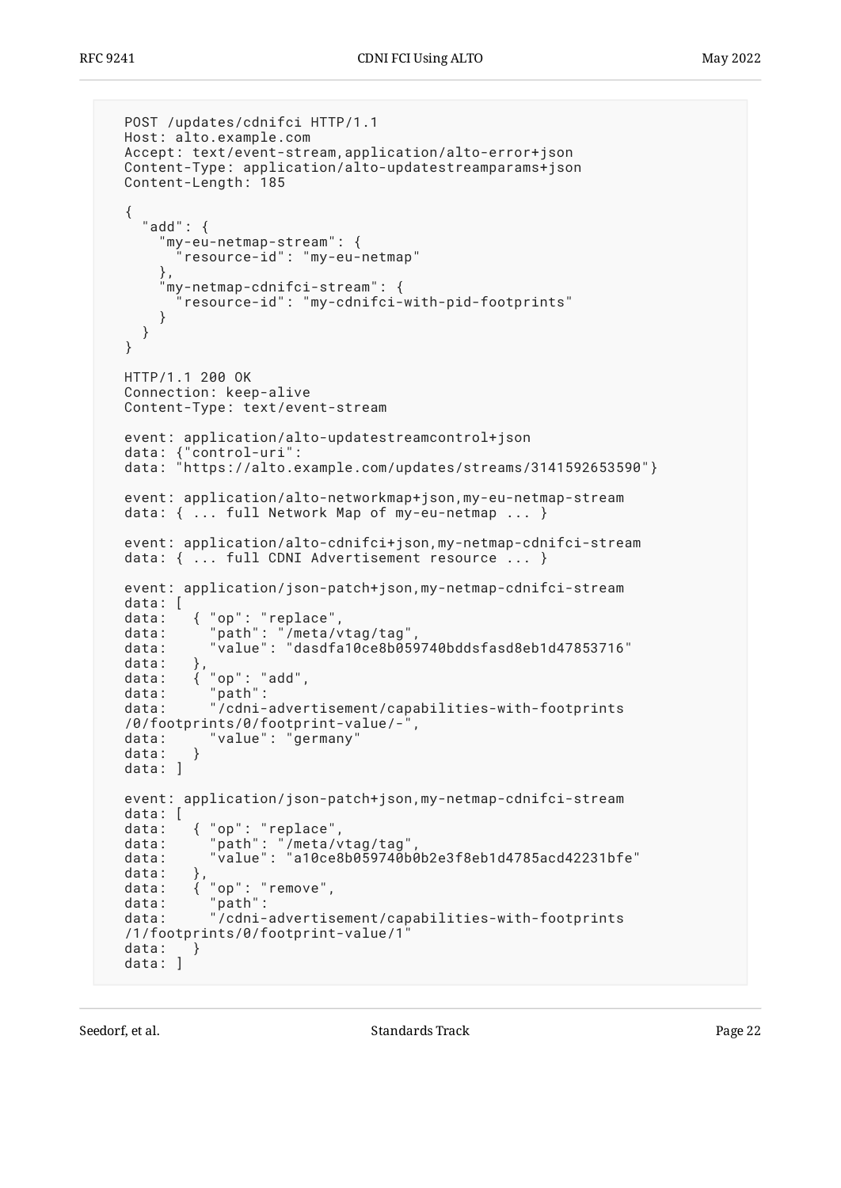```
POST /updates/cdnifci HTTP/1.1
Host: alto.example.com
Accept: text/event-stream,application/alto-error+json
Content-Type: application/alto-updatestreamparams+json
Content-Length: 185

{
  "add": {
    "my-eu-netmap-stream": {
      "resource-id": "my-eu-netmap"
    },
    "my-netmap-cdnifci-stream": {
      "resource-id": "my-cdnifci-with-pid-footprints"
    }
  }
}

HTTP/1.1 200 OK
Connection: keep-alive
Content-Type: text/event-stream

event: application/alto-updatestreamcontrol+json
data: {"control-uri":
data: "https://alto.example.com/updates/streams/3141592653590"}

event: application/alto-networkmap+json,my-eu-netmap-stream
data: { ... full Network Map of my-eu-netmap ... }

event: application/alto-cdnifci+json,my-netmap-cdnifci-stream
data: { ... full CDNI Advertisement resource ... }

event: application/json-patch+json,my-netmap-cdnifci-stream
data: [
data:   { "op": "replace",
data:     "path": "/meta/vtag/tag",
data:     "value": "dasdfa10ce8b059740bddsfasd8eb1d47853716"
data:   },
data:   { "op": "add",
data:     "path":
data:     "/cdni-advertisement/capabilities-with-footprints
/0/footprints/0/footprint-value/-",
data:     "value": "germany"
data:   }
data: ]

event: application/json-patch+json,my-netmap-cdnifci-stream
data: [
data:   { "op": "replace",
data:     "path": "/meta/vtag/tag",
data:     "value": "a10ce8b059740b0b2e3f8eb1d4785acd42231bfe"
data:   },
data:   { "op": "remove",
data:     "path":
data:     "/cdni-advertisement/capabilities-with-footprints
/1/footprints/0/footprint-value/1"
data:   }
data: ]
```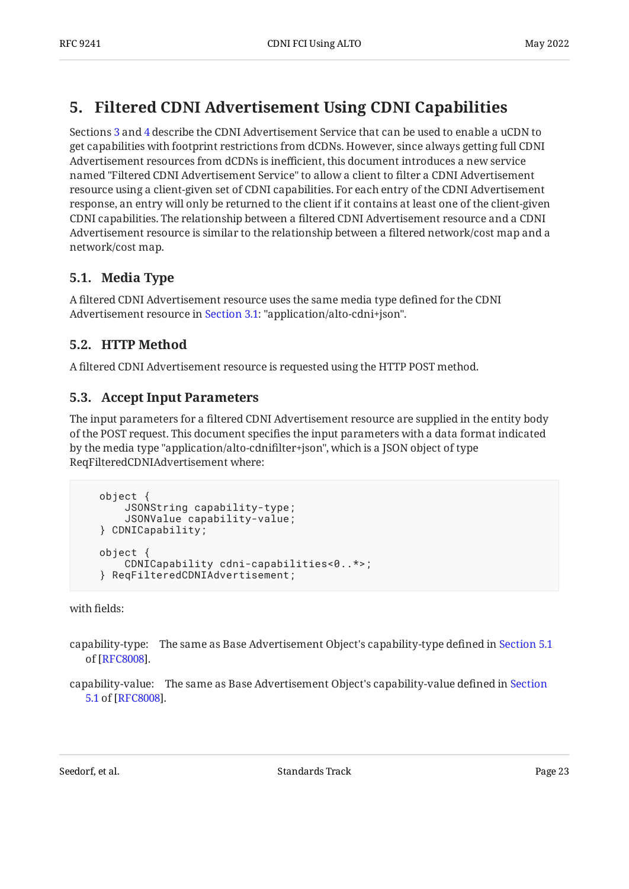## 5. Filtered CDNI Advertisement Using CDNI Capabilities

Sections 3 and 4 describe the CDNI Advertisement Service that can be used to enable a uCDN to get capabilities with footprint restrictions from dCDNs. However, since always getting full CDNI Advertisement resources from dCDNs is inefficient, this document introduces a new service named "Filtered CDNI Advertisement Service" to allow a client to filter a CDNI Advertisement resource using a client-given set of CDNI capabilities. For each entry of the CDNI Advertisement response, an entry will only be returned to the client if it contains at least one of the client-given CDNI capabilities. The relationship between a filtered CDNI Advertisement resource and a CDNI Advertisement resource is similar to the relationship between a filtered network/cost map and a network/cost map.

### 5.1. Media Type

A filtered CDNI Advertisement resource uses the same media type defined for the CDNI Advertisement resource in Section 3.1: "application/alto-cdni+json".

### 5.2. HTTP Method

A filtered CDNI Advertisement resource is requested using the HTTP POST method.

### 5.3. Accept Input Parameters

The input parameters for a filtered CDNI Advertisement resource are supplied in the entity body of the POST request. This document specifies the input parameters with a data format indicated by the media type "application/alto-cdnifilter+json", which is a JSON object of type ReqFilteredCDNIAdvertisement where:

```
    object {
        JSONString capability-type;
        JSONValue capability-value;
    } CDNICapability;

    object {
        CDNICapability cdni-capabilities<0..*>;
    } ReqFilteredCDNIAdvertisement;
```

with fields:

capability-type: The same as Base Advertisement Object's capability-type defined in Section 5.1 of [RFC8008].

capability-value: The same as Base Advertisement Object's capability-value defined in Section 5.1 of [RFC8008].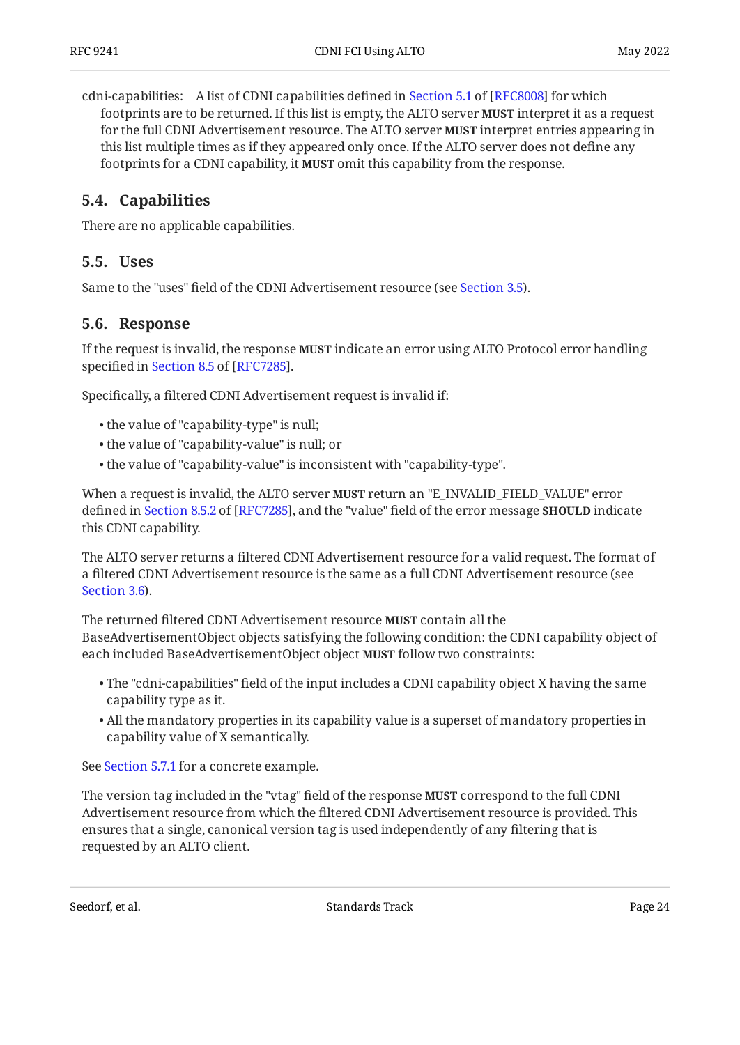cdni-capabilities: A list of CDNI capabilities defined in Section 5.1 of [RFC8008] for which footprints are to be returned. If this list is empty, the ALTO server **MUST** interpret it as a request for the full CDNI Advertisement resource. The ALTO server **MUST** interpret entries appearing in this list multiple times as if they appeared only once. If the ALTO server does not define any footprints for a CDNI capability, it **MUST** omit this capability from the response.

### 5.4. Capabilities

There are no applicable capabilities.

### 5.5. Uses

Same to the "uses" field of the CDNI Advertisement resource (see Section 3.5).

### 5.6. Response

If the request is invalid, the response **MUST** indicate an error using ALTO Protocol error handling specified in Section 8.5 of [RFC7285].

Specifically, a filtered CDNI Advertisement request is invalid if:

- the value of "capability-type" is null;
- the value of "capability-value" is null; or
- the value of "capability-value" is inconsistent with "capability-type".

When a request is invalid, the ALTO server **MUST** return an "E_INVALID_FIELD_VALUE" error defined in Section 8.5.2 of [RFC7285], and the "value" field of the error message **SHOULD** indicate this CDNI capability.

The ALTO server returns a filtered CDNI Advertisement resource for a valid request. The format of a filtered CDNI Advertisement resource is the same as a full CDNI Advertisement resource (see Section 3.6).

The returned filtered CDNI Advertisement resource **MUST** contain all the BaseAdvertisementObject objects satisfying the following condition: the CDNI capability object of each included BaseAdvertisementObject object **MUST** follow two constraints:

- The "cdni-capabilities" field of the input includes a CDNI capability object X having the same capability type as it.
- All the mandatory properties in its capability value is a superset of mandatory properties in capability value of X semantically.

See Section 5.7.1 for a concrete example.

The version tag included in the "vtag" field of the response **MUST** correspond to the full CDNI Advertisement resource from which the filtered CDNI Advertisement resource is provided. This ensures that a single, canonical version tag is used independently of any filtering that is requested by an ALTO client.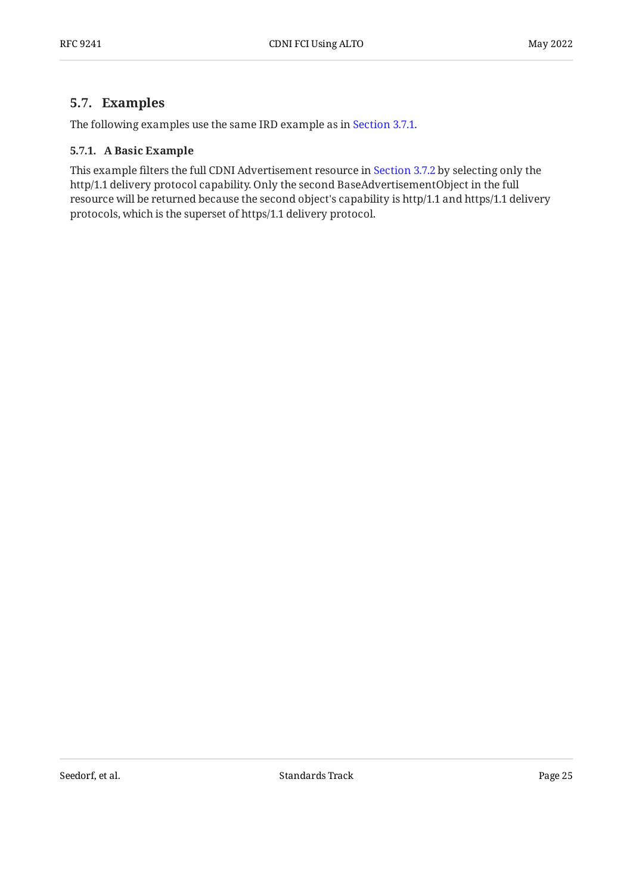## 5.7. Examples

The following examples use the same IRD example as in Section 3.7.1.

### 5.7.1. A Basic Example

This example filters the full CDNI Advertisement resource in Section 3.7.2 by selecting only the http/1.1 delivery protocol capability. Only the second BaseAdvertisementObject in the full resource will be returned because the second object's capability is http/1.1 and https/1.1 delivery protocols, which is the superset of https/1.1 delivery protocol.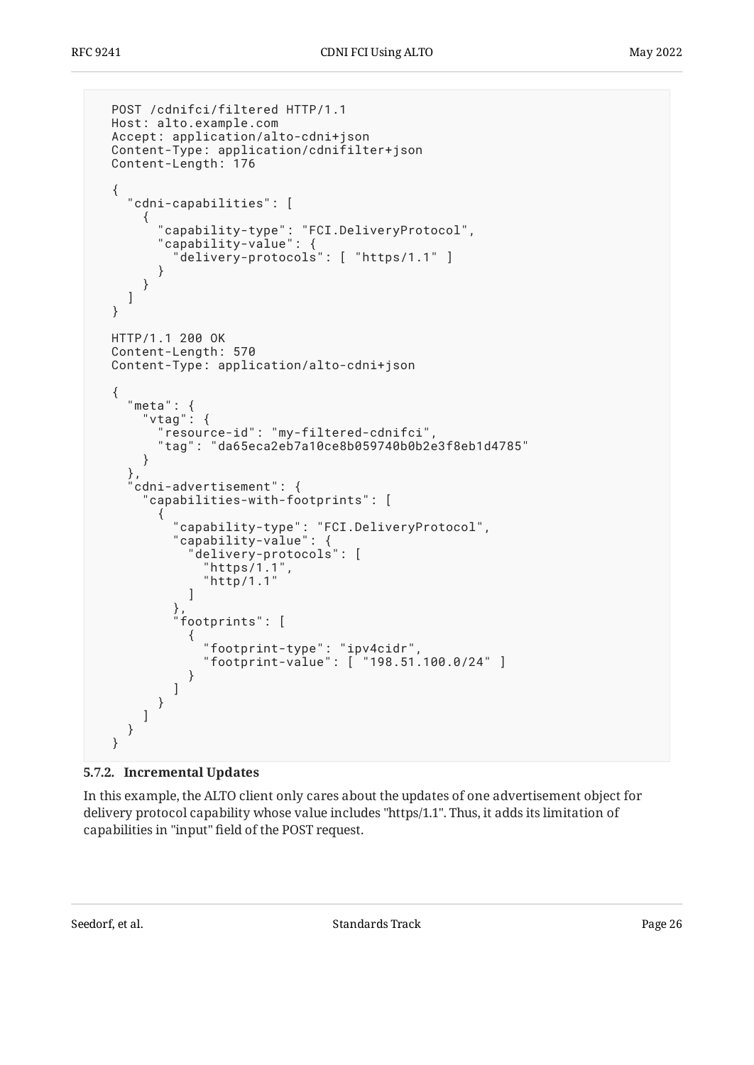```
POST /cdnifci/filtered HTTP/1.1
Host: alto.example.com
Accept: application/alto-cdni+json
Content-Type: application/cdnifilter+json
Content-Length: 176

{
  "cdni-capabilities": [
    {
      "capability-type": "FCI.DeliveryProtocol",
      "capability-value": {
        "delivery-protocols": [ "https/1.1" ]
      }
    }
  ]
}

HTTP/1.1 200 OK
Content-Length: 570
Content-Type: application/alto-cdni+json

{
  "meta": {
    "vtag": {
      "resource-id": "my-filtered-cdnifci",
      "tag": "da65eca2eb7a10ce8b059740b0b2e3f8eb1d4785"
    }
  },
  "cdni-advertisement": {
    "capabilities-with-footprints": [
      {
        "capability-type": "FCI.DeliveryProtocol",
        "capability-value": {
          "delivery-protocols": [
            "https/1.1",
            "http/1.1"
          ]
        },
        "footprints": [
          {
            "footprint-type": "ipv4cidr",
            "footprint-value": [ "198.51.100.0/24" ]
          }
        ]
      }
    ]
  }
}
```

### 5.7.2. Incremental Updates

In this example, the ALTO client only cares about the updates of one advertisement object for delivery protocol capability whose value includes "https/1.1". Thus, it adds its limitation of capabilities in "input" field of the POST request.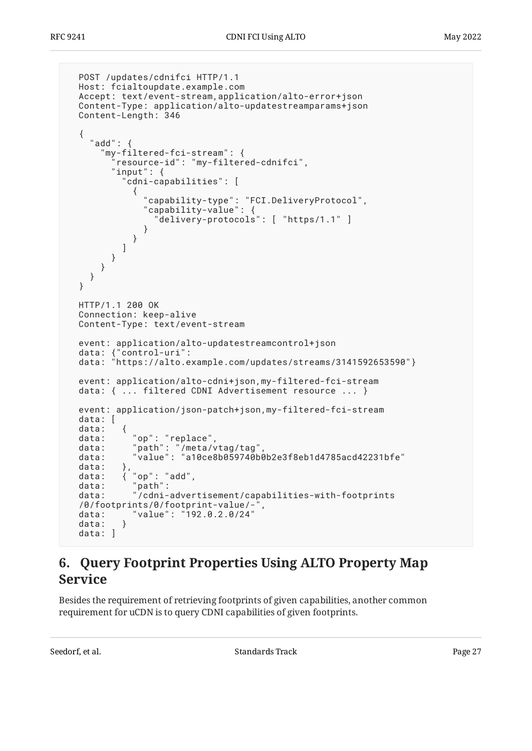```
POST /updates/cdnifci HTTP/1.1
Host: fcialtoupdate.example.com
Accept: text/event-stream,application/alto-error+json
Content-Type: application/alto-updatestreamparams+json
Content-Length: 346

{
  "add": {
    "my-filtered-fci-stream": {
      "resource-id": "my-filtered-cdnifci",
      "input": {
        "cdni-capabilities": [
          {
            "capability-type": "FCI.DeliveryProtocol",
            "capability-value": {
              "delivery-protocols": [ "https/1.1" ]
            }
          }
        ]
      }
    }
  }
}

HTTP/1.1 200 OK
Connection: keep-alive
Content-Type: text/event-stream

event: application/alto-updatestreamcontrol+json
data: {"control-uri":
data: "https://alto.example.com/updates/streams/3141592653590"}

event: application/alto-cdni+json,my-filtered-fci-stream
data: { ... filtered CDNI Advertisement resource ... }

event: application/json-patch+json,my-filtered-fci-stream
data: [
data:   {
data:     "op": "replace",
data:     "path": "/meta/vtag/tag",
data:     "value": "a10ce8b059740b0b2e3f8eb1d4785acd42231bfe"
data:   },
data:   { "op": "add",
data:     "path":
data:     "/cdni-advertisement/capabilities-with-footprints
/0/footprints/0/footprint-value/-",
data:     "value": "192.0.2.0/24"
data:   }
data: ]
```

## 6. Query Footprint Properties Using ALTO Property Map Service

Besides the requirement of retrieving footprints of given capabilities, another common requirement for uCDN is to query CDNI capabilities of given footprints.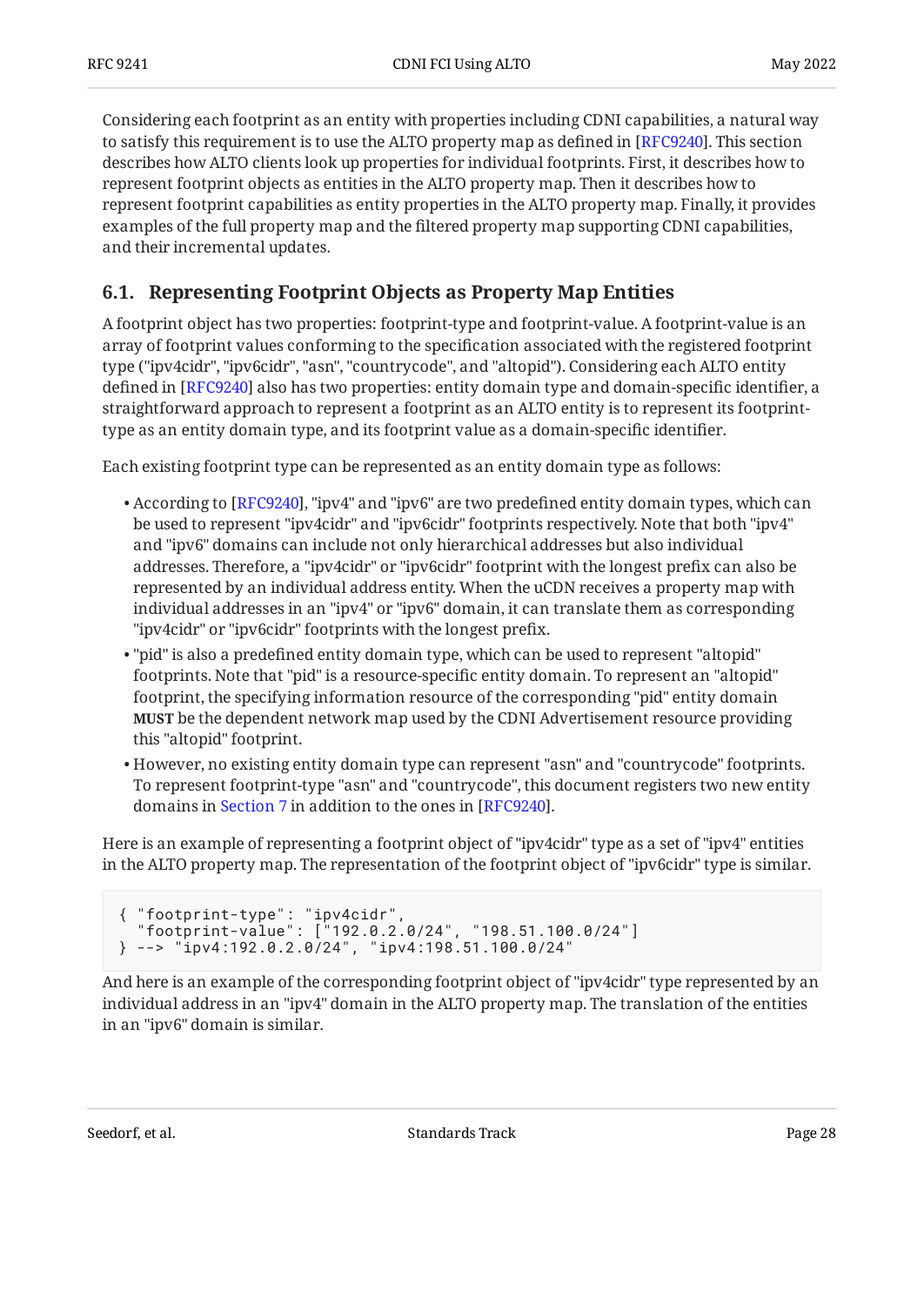Considering each footprint as an entity with properties including CDNI capabilities, a natural way to satisfy this requirement is to use the ALTO property map as defined in [RFC9240]. This section describes how ALTO clients look up properties for individual footprints. First, it describes how to represent footprint objects as entities in the ALTO property map. Then it describes how to represent footprint capabilities as entity properties in the ALTO property map. Finally, it provides examples of the full property map and the filtered property map supporting CDNI capabilities, and their incremental updates.

## 6.1. Representing Footprint Objects as Property Map Entities

A footprint object has two properties: footprint-type and footprint-value. A footprint-value is an array of footprint values conforming to the specification associated with the registered footprint type ("ipv4cidr", "ipv6cidr", "asn", "countrycode", and "altopid"). Considering each ALTO entity defined in [RFC9240] also has two properties: entity domain type and domain-specific identifier, a straightforward approach to represent a footprint as an ALTO entity is to represent its footprint-type as an entity domain type, and its footprint value as a domain-specific identifier.

Each existing footprint type can be represented as an entity domain type as follows:

- According to [RFC9240], "ipv4" and "ipv6" are two predefined entity domain types, which can be used to represent "ipv4cidr" and "ipv6cidr" footprints respectively. Note that both "ipv4" and "ipv6" domains can include not only hierarchical addresses but also individual addresses. Therefore, a "ipv4cidr" or "ipv6cidr" footprint with the longest prefix can also be represented by an individual address entity. When the uCDN receives a property map with individual addresses in an "ipv4" or "ipv6" domain, it can translate them as corresponding "ipv4cidr" or "ipv6cidr" footprints with the longest prefix.
- "pid" is also a predefined entity domain type, which can be used to represent "altopid" footprints. Note that "pid" is a resource-specific entity domain. To represent an "altopid" footprint, the specifying information resource of the corresponding "pid" entity domain **MUST** be the dependent network map used by the CDNI Advertisement resource providing this "altopid" footprint.
- However, no existing entity domain type can represent "asn" and "countrycode" footprints. To represent footprint-type "asn" and "countrycode", this document registers two new entity domains in Section 7 in addition to the ones in [RFC9240].

Here is an example of representing a footprint object of "ipv4cidr" type as a set of "ipv4" entities in the ALTO property map. The representation of the footprint object of "ipv6cidr" type is similar.

```
{ "footprint-type": "ipv4cidr",
  "footprint-value": ["192.0.2.0/24", "198.51.100.0/24"]
} --> "ipv4:192.0.2.0/24", "ipv4:198.51.100.0/24"
```

And here is an example of the corresponding footprint object of "ipv4cidr" type represented by an individual address in an "ipv4" domain in the ALTO property map. The translation of the entities in an "ipv6" domain is similar.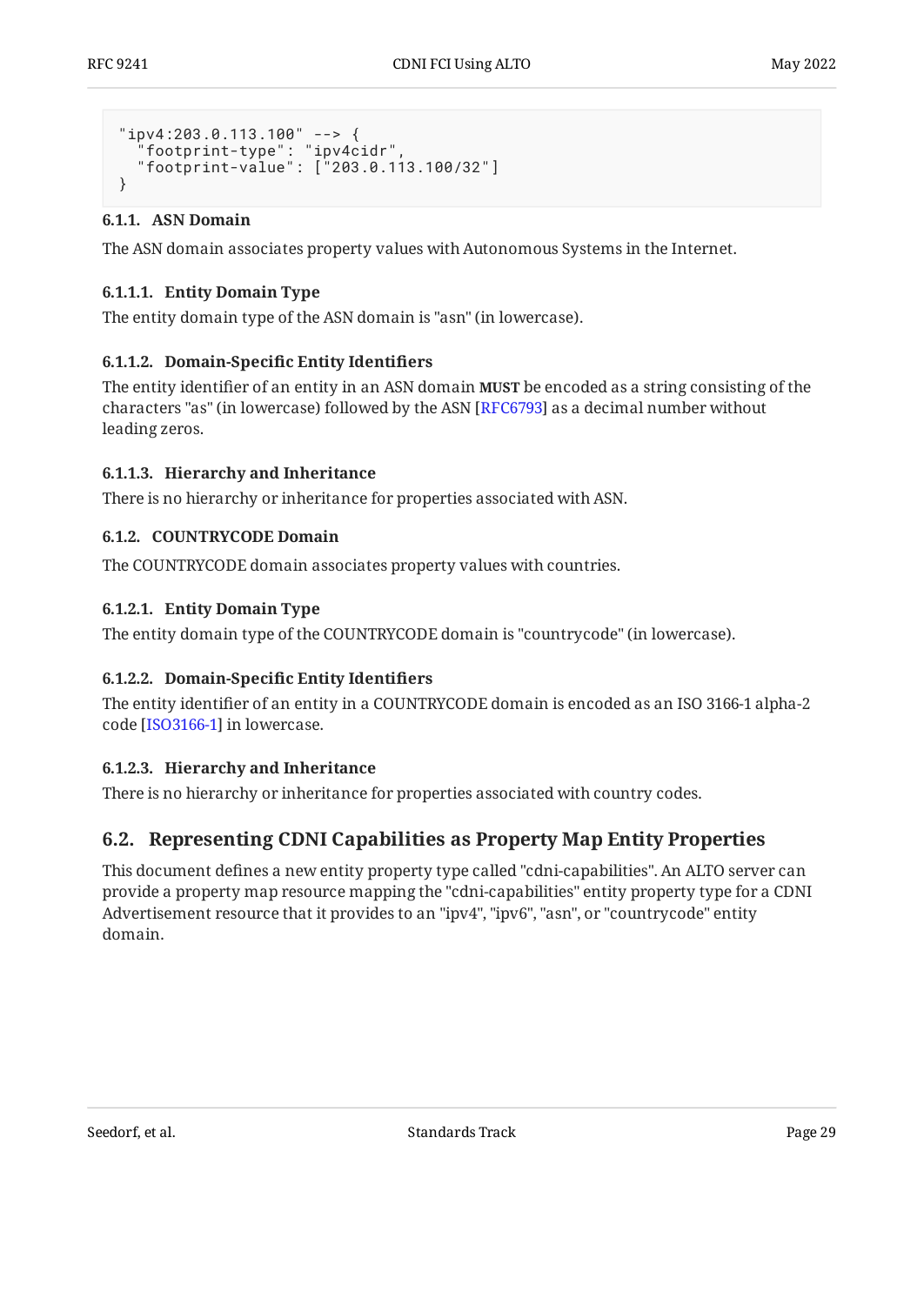```
"ipv4:203.0.113.100" --> {
  "footprint-type": "ipv4cidr",
  "footprint-value": ["203.0.113.100/32"]
}
```

#### 6.1.1. ASN Domain

The ASN domain associates property values with Autonomous Systems in the Internet.

##### 6.1.1.1. Entity Domain Type

The entity domain type of the ASN domain is "asn" (in lowercase).

##### 6.1.1.2. Domain-Specific Entity Identifiers

The entity identifier of an entity in an ASN domain **MUST** be encoded as a string consisting of the characters "as" (in lowercase) followed by the ASN [RFC6793] as a decimal number without leading zeros.

##### 6.1.1.3. Hierarchy and Inheritance

There is no hierarchy or inheritance for properties associated with ASN.

#### 6.1.2. COUNTRYCODE Domain

The COUNTRYCODE domain associates property values with countries.

##### 6.1.2.1. Entity Domain Type

The entity domain type of the COUNTRYCODE domain is "countrycode" (in lowercase).

##### 6.1.2.2. Domain-Specific Entity Identifiers

The entity identifier of an entity in a COUNTRYCODE domain is encoded as an ISO 3166-1 alpha-2 code [ISO3166-1] in lowercase.

##### 6.1.2.3. Hierarchy and Inheritance

There is no hierarchy or inheritance for properties associated with country codes.

### 6.2. Representing CDNI Capabilities as Property Map Entity Properties

This document defines a new entity property type called "cdni-capabilities". An ALTO server can provide a property map resource mapping the "cdni-capabilities" entity property type for a CDNI Advertisement resource that it provides to an "ipv4", "ipv6", "asn", or "countrycode" entity domain.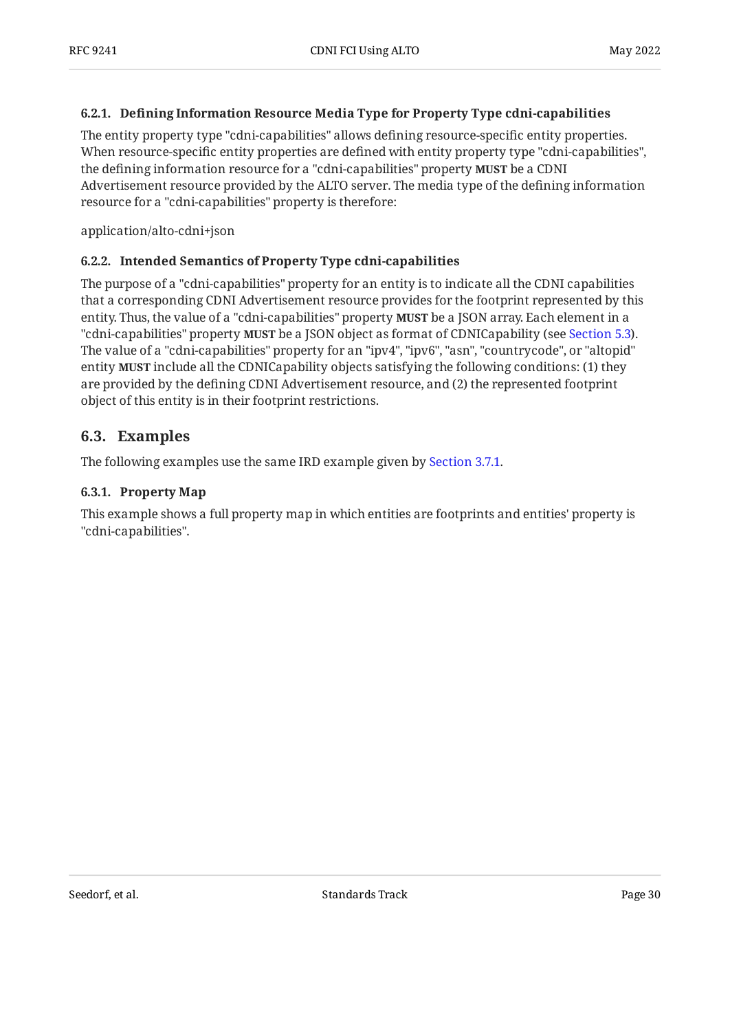#### 6.2.1. Defining Information Resource Media Type for Property Type cdni-capabilities

The entity property type "cdni-capabilities" allows defining resource-specific entity properties. When resource-specific entity properties are defined with entity property type "cdni-capabilities", the defining information resource for a "cdni-capabilities" property **MUST** be a CDNI Advertisement resource provided by the ALTO server. The media type of the defining information resource for a "cdni-capabilities" property is therefore:

application/alto-cdni+json

#### 6.2.2. Intended Semantics of Property Type cdni-capabilities

The purpose of a "cdni-capabilities" property for an entity is to indicate all the CDNI capabilities that a corresponding CDNI Advertisement resource provides for the footprint represented by this entity. Thus, the value of a "cdni-capabilities" property **MUST** be a JSON array. Each element in a "cdni-capabilities" property **MUST** be a JSON object as format of CDNICapability (see Section 5.3). The value of a "cdni-capabilities" property for an "ipv4", "ipv6", "asn", "countrycode", or "altopid" entity **MUST** include all the CDNICapability objects satisfying the following conditions: (1) they are provided by the defining CDNI Advertisement resource, and (2) the represented footprint object of this entity is in their footprint restrictions.

### 6.3. Examples

The following examples use the same IRD example given by Section 3.7.1.

#### 6.3.1. Property Map

This example shows a full property map in which entities are footprints and entities' property is "cdni-capabilities".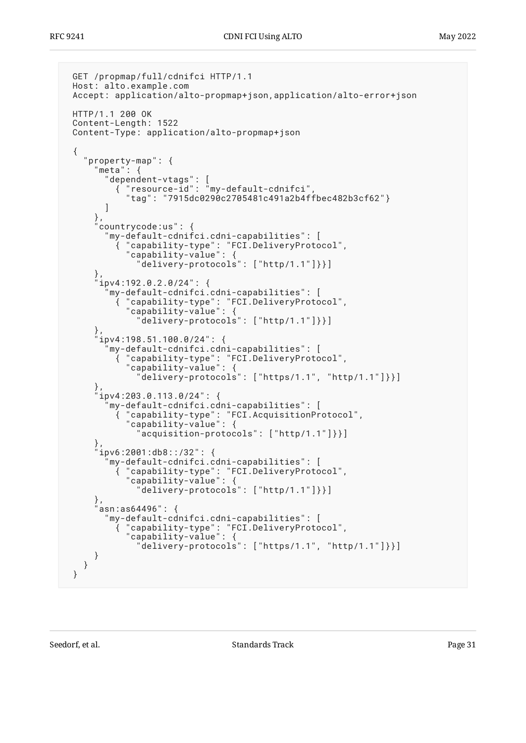```
GET /propmap/full/cdnifci HTTP/1.1
Host: alto.example.com
Accept: application/alto-propmap+json,application/alto-error+json

HTTP/1.1 200 OK
Content-Length: 1522
Content-Type: application/alto-propmap+json

{
  "property-map": {
    "meta": {
      "dependent-vtags": [
        { "resource-id": "my-default-cdnifci",
          "tag": "7915dc0290c2705481c491a2b4ffbec482b3cf62"}
      ]
    },
    "countrycode:us": {
      "my-default-cdnifci.cdni-capabilities": [
        { "capability-type": "FCI.DeliveryProtocol",
          "capability-value": {
            "delivery-protocols": ["http/1.1"]}}]
    },
    "ipv4:192.0.2.0/24": {
      "my-default-cdnifci.cdni-capabilities": [
        { "capability-type": "FCI.DeliveryProtocol",
          "capability-value": {
            "delivery-protocols": ["http/1.1"]}}]
    },
    "ipv4:198.51.100.0/24": {
      "my-default-cdnifci.cdni-capabilities": [
        { "capability-type": "FCI.DeliveryProtocol",
          "capability-value": {
            "delivery-protocols": ["https/1.1", "http/1.1"]}}]
    },
    "ipv4:203.0.113.0/24": {
      "my-default-cdnifci.cdni-capabilities": [
        { "capability-type": "FCI.AcquisitionProtocol",
          "capability-value": {
            "acquisition-protocols": ["http/1.1"]}}]
    },
    "ipv6:2001:db8::/32": {
      "my-default-cdnifci.cdni-capabilities": [
        { "capability-type": "FCI.DeliveryProtocol",
          "capability-value": {
            "delivery-protocols": ["http/1.1"]}}]
    },
    "asn:as64496": {
      "my-default-cdnifci.cdni-capabilities": [
        { "capability-type": "FCI.DeliveryProtocol",
          "capability-value": {
            "delivery-protocols": ["https/1.1", "http/1.1"]}}]
    }
  }
}
```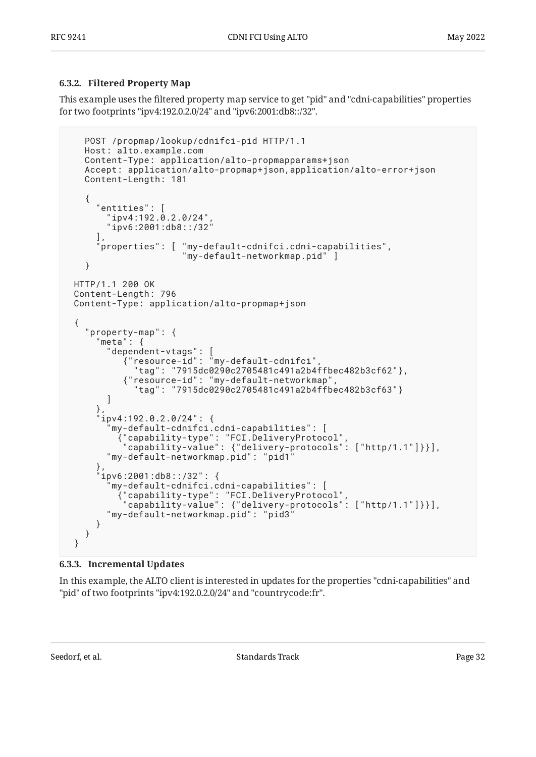### 6.3.2. Filtered Property Map

This example uses the filtered property map service to get "pid" and "cdni-capabilities" properties for two footprints "ipv4:192.0.2.0/24" and "ipv6:2001:db8::/32".

```
  POST /propmap/lookup/cdnifci-pid HTTP/1.1
  Host: alto.example.com
  Content-Type: application/alto-propmapparams+json
  Accept: application/alto-propmap+json,application/alto-error+json
  Content-Length: 181

  {
    "entities": [
      "ipv4:192.0.2.0/24",
      "ipv6:2001:db8::/32"
    ],
    "properties": [ "my-default-cdnifci.cdni-capabilities",
                    "my-default-networkmap.pid" ]
  }

HTTP/1.1 200 OK
Content-Length: 796
Content-Type: application/alto-propmap+json

{
  "property-map": {
    "meta": {
      "dependent-vtags": [
         {"resource-id": "my-default-cdnifci",
           "tag": "7915dc0290c2705481c491a2b4ffbec482b3cf62"},
         {"resource-id": "my-default-networkmap",
           "tag": "7915dc0290c2705481c491a2b4ffbec482b3cf63"}
      ]
    },
    "ipv4:192.0.2.0/24": {
      "my-default-cdnifci.cdni-capabilities": [
        {"capability-type": "FCI.DeliveryProtocol",
         "capability-value": {"delivery-protocols": ["http/1.1"]}}],
      "my-default-networkmap.pid": "pid1"
    },
    "ipv6:2001:db8::/32": {
      "my-default-cdnifci.cdni-capabilities": [
        {"capability-type": "FCI.DeliveryProtocol",
         "capability-value": {"delivery-protocols": ["http/1.1"]}}],
      "my-default-networkmap.pid": "pid3"
    }
  }
}
```

### 6.3.3. Incremental Updates

In this example, the ALTO client is interested in updates for the properties "cdni-capabilities" and "pid" of two footprints "ipv4:192.0.2.0/24" and "countrycode:fr".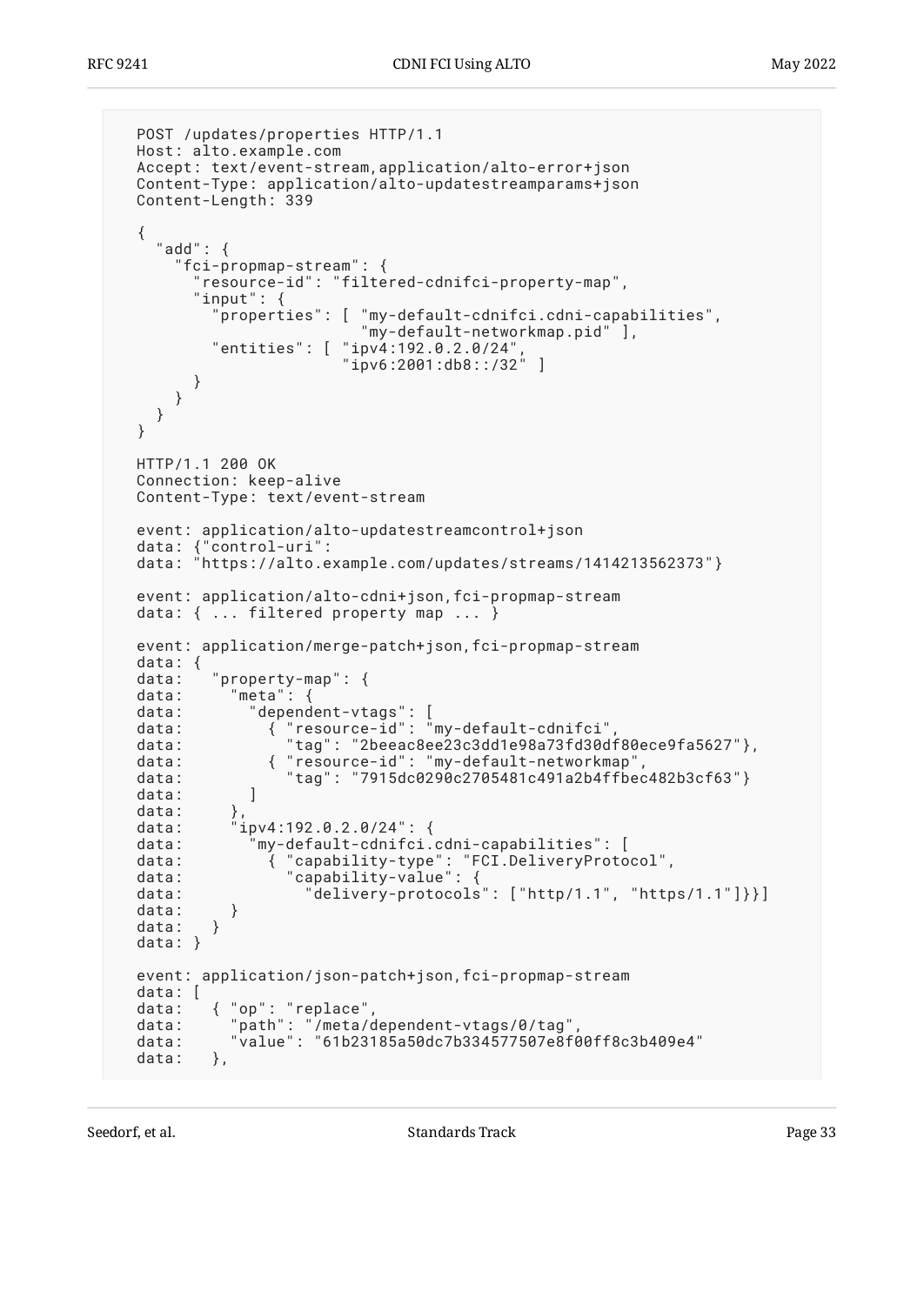```
POST /updates/properties HTTP/1.1
Host: alto.example.com
Accept: text/event-stream,application/alto-error+json
Content-Type: application/alto-updatestreamparams+json
Content-Length: 339

{
  "add": {
    "fci-propmap-stream": {
      "resource-id": "filtered-cdnifci-property-map",
      "input": {
        "properties": [ "my-default-cdnifci.cdni-capabilities",
                        "my-default-networkmap.pid" ],
        "entities": [ "ipv4:192.0.2.0/24",
                      "ipv6:2001:db8::/32" ]
      }
    }
  }
}

HTTP/1.1 200 OK
Connection: keep-alive
Content-Type: text/event-stream

event: application/alto-updatestreamcontrol+json
data: {"control-uri":
data: "https://alto.example.com/updates/streams/1414213562373"}

event: application/alto-cdni+json,fci-propmap-stream
data: { ... filtered property map ... }

event: application/merge-patch+json,fci-propmap-stream
data: {
data:   "property-map": {
data:     "meta": {
data:       "dependent-vtags": [
data:         { "resource-id": "my-default-cdnifci",
data:           "tag": "2beeac8ee23c3dd1e98a73fd30df80ece9fa5627"},
data:         { "resource-id": "my-default-networkmap",
data:           "tag": "7915dc0290c2705481c491a2b4ffbec482b3cf63"}
data:       ]
data:     },
data:     "ipv4:192.0.2.0/24": {
data:       "my-default-cdnifci.cdni-capabilities": [
data:         { "capability-type": "FCI.DeliveryProtocol",
data:           "capability-value": {
data:             "delivery-protocols": ["http/1.1", "https/1.1"]}}]
data:     }
data:   }
data: }

event: application/json-patch+json,fci-propmap-stream
data: [
data:   { "op": "replace",
data:     "path": "/meta/dependent-vtags/0/tag",
data:     "value": "61b23185a50dc7b334577507e8f00ff8c3b409e4"
data:   },
```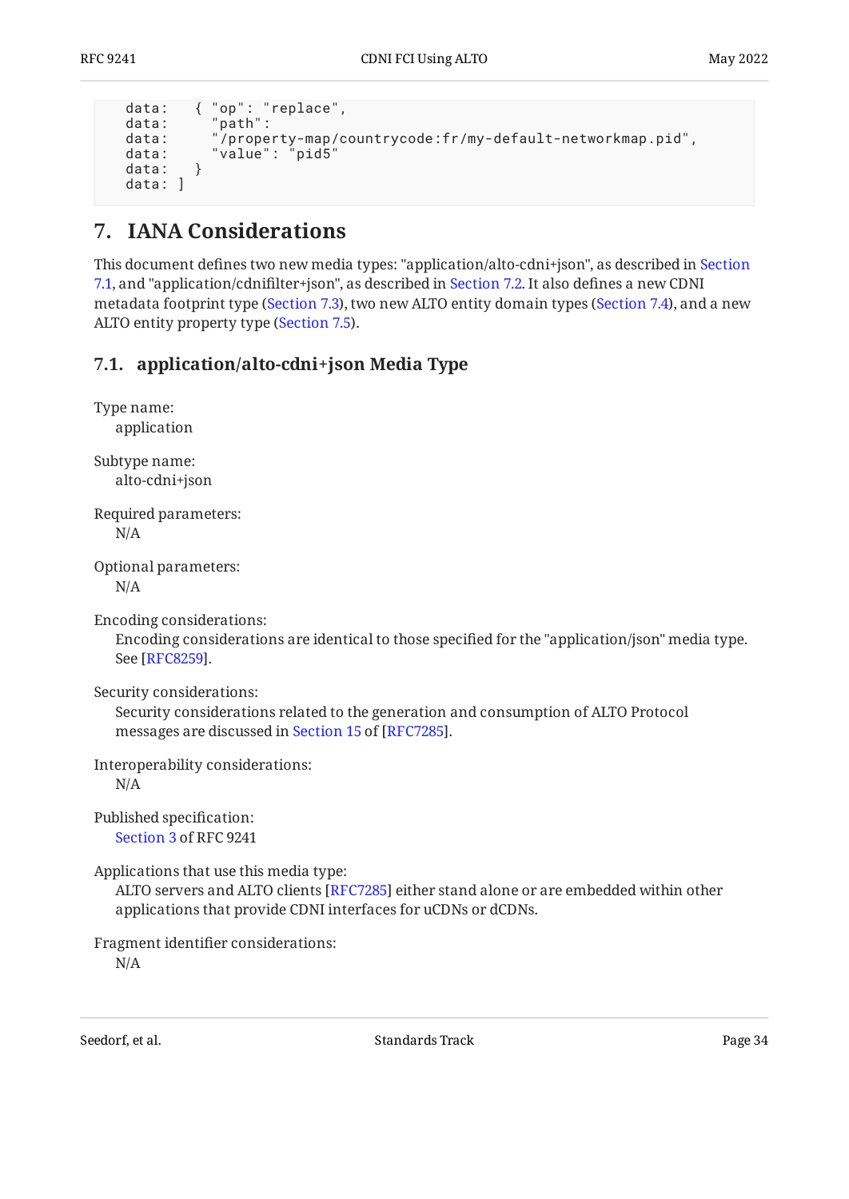```
   data:   { "op": "replace",
   data:     "path":
   data:     "/property-map/countrycode:fr/my-default-networkmap.pid",
   data:     "value": "pid5"
   data:   }
   data: ]
```

## 7. IANA Considerations

This document defines two new media types: "application/alto-cdni+json", as described in Section 7.1, and "application/cdnifilter+json", as described in Section 7.2. It also defines a new CDNI metadata footprint type (Section 7.3), two new ALTO entity domain types (Section 7.4), and a new ALTO entity property type (Section 7.5).

### 7.1. application/alto-cdni+json Media Type

Type name:
  application

Subtype name:
  alto-cdni+json

Required parameters:
  N/A

Optional parameters:
  N/A

Encoding considerations:
  Encoding considerations are identical to those specified for the "application/json" media type. See [RFC8259].

Security considerations:
  Security considerations related to the generation and consumption of ALTO Protocol messages are discussed in Section 15 of [RFC7285].

Interoperability considerations:
  N/A

Published specification:
  Section 3 of RFC 9241

Applications that use this media type:
  ALTO servers and ALTO clients [RFC7285] either stand alone or are embedded within other applications that provide CDNI interfaces for uCDNs or dCDNs.

Fragment identifier considerations:
  N/A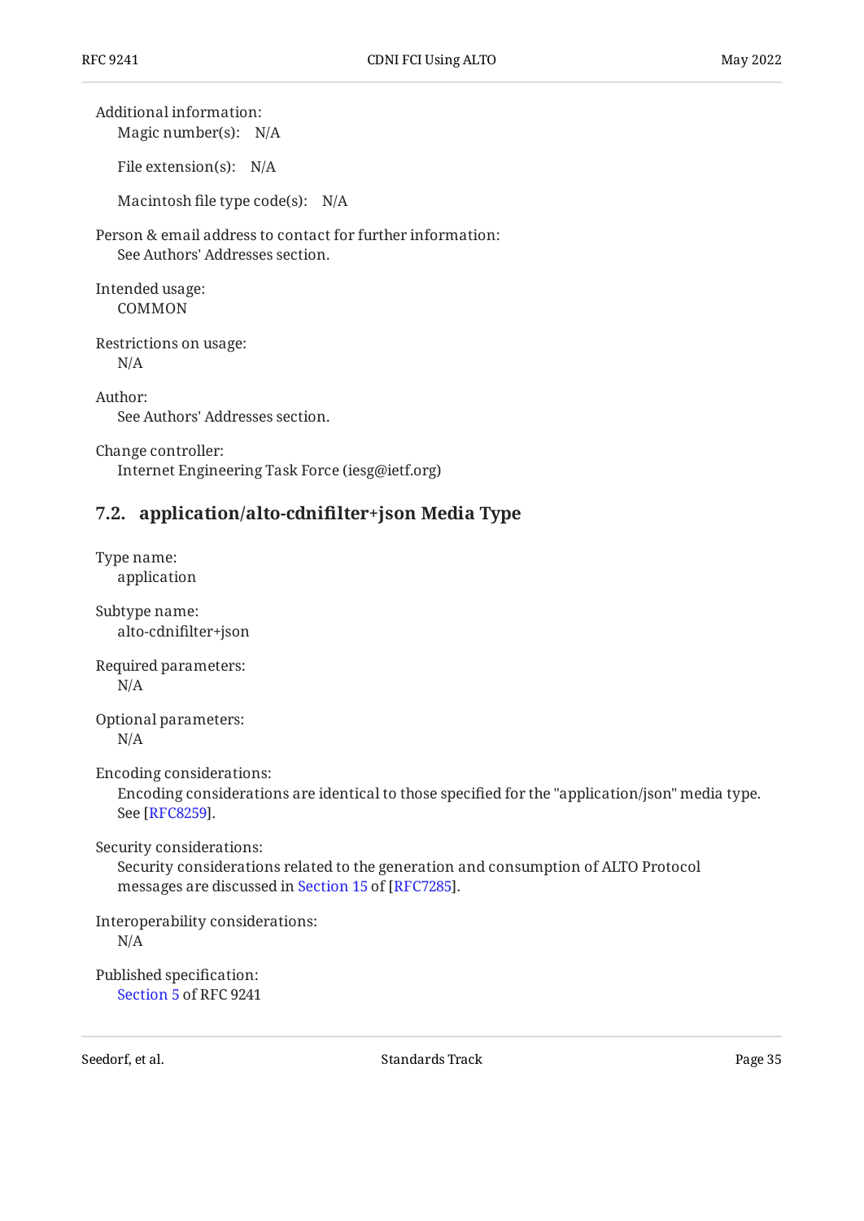Additional information:

Magic number(s): N/A

File extension(s): N/A

Macintosh file type code(s): N/A

Person & email address to contact for further information:
: See Authors' Addresses section.

Intended usage:
: COMMON

Restrictions on usage:
: N/A

Author:
: See Authors' Addresses section.

Change controller:
: Internet Engineering Task Force (iesg@ietf.org)

## 7.2. application/alto-cdnifilter+json Media Type

Type name:
: application

Subtype name:
: alto-cdnifilter+json

Required parameters:
: N/A

Optional parameters:
: N/A

Encoding considerations:
: Encoding considerations are identical to those specified for the "application/json" media type. See [RFC8259].

Security considerations:
: Security considerations related to the generation and consumption of ALTO Protocol messages are discussed in Section 15 of [RFC7285].

Interoperability considerations:
: N/A

Published specification:
: Section 5 of RFC 9241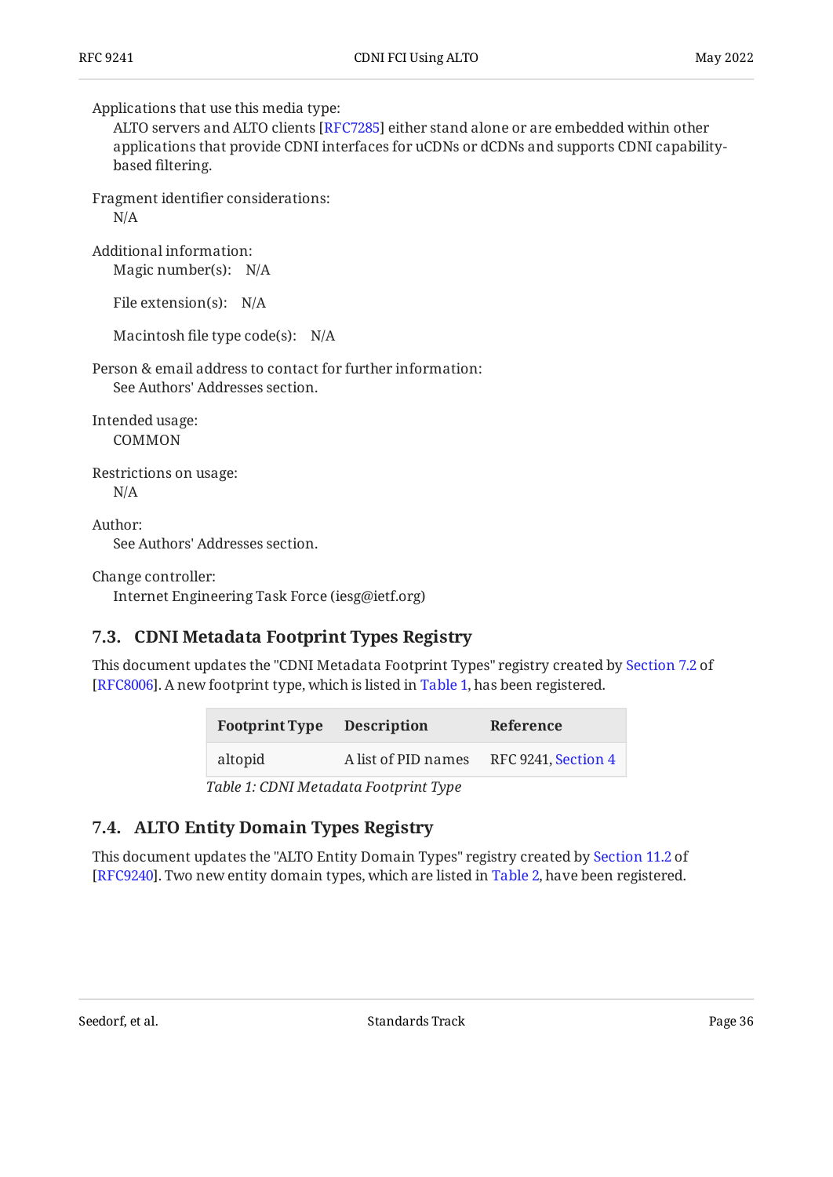Applications that use this media type:
: ALTO servers and ALTO clients [RFC7285] either stand alone or are embedded within other applications that provide CDNI interfaces for uCDNs or dCDNs and supports CDNI capability-based filtering.

Fragment identifier considerations:
: N/A

Additional information:
: Magic number(s): N/A

  File extension(s): N/A

  Macintosh file type code(s): N/A

Person & email address to contact for further information:
: See Authors' Addresses section.

Intended usage:
: COMMON

Restrictions on usage:
: N/A

Author:
: See Authors' Addresses section.

Change controller:
: Internet Engineering Task Force (iesg@ietf.org)

### 7.3. CDNI Metadata Footprint Types Registry

This document updates the "CDNI Metadata Footprint Types" registry created by Section 7.2 of [RFC8006]. A new footprint type, which is listed in Table 1, has been registered.

| Footprint Type | Description | Reference |
|---|---|---|
| altopid | A list of PID names | RFC 9241, Section 4 |

*Table 1: CDNI Metadata Footprint Type*

### 7.4. ALTO Entity Domain Types Registry

This document updates the "ALTO Entity Domain Types" registry created by Section 11.2 of [RFC9240]. Two new entity domain types, which are listed in Table 2, have been registered.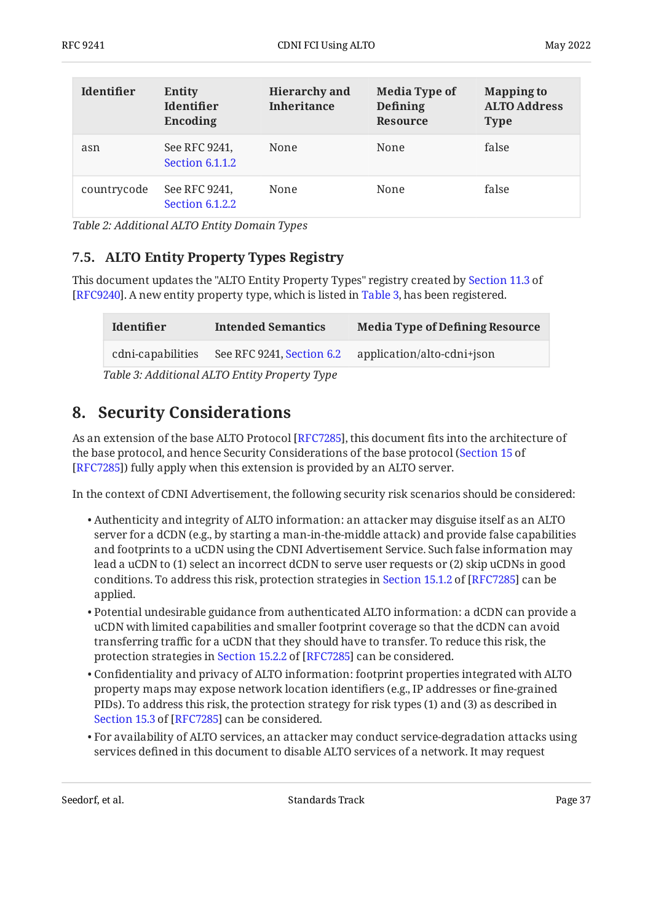| Identifier | Entity Identifier Encoding | Hierarchy and Inheritance | Media Type of Defining Resource | Mapping to ALTO Address Type |
|---|---|---|---|---|
| asn | See RFC 9241, Section 6.1.1.2 | None | None | false |
| countrycode | See RFC 9241, Section 6.1.2.2 | None | None | false |

*Table 2: Additional ALTO Entity Domain Types*

### 7.5. ALTO Entity Property Types Registry

This document updates the "ALTO Entity Property Types" registry created by Section 11.3 of [RFC9240]. A new entity property type, which is listed in Table 3, has been registered.

| Identifier | Intended Semantics | Media Type of Defining Resource |
|---|---|---|
| cdni-capabilities | See RFC 9241, Section 6.2 | application/alto-cdni+json |

*Table 3: Additional ALTO Entity Property Type*

## 8. Security Considerations

As an extension of the base ALTO Protocol [RFC7285], this document fits into the architecture of the base protocol, and hence Security Considerations of the base protocol (Section 15 of [RFC7285]) fully apply when this extension is provided by an ALTO server.

In the context of CDNI Advertisement, the following security risk scenarios should be considered:

- Authenticity and integrity of ALTO information: an attacker may disguise itself as an ALTO server for a dCDN (e.g., by starting a man-in-the-middle attack) and provide false capabilities and footprints to a uCDN using the CDNI Advertisement Service. Such false information may lead a uCDN to (1) select an incorrect dCDN to serve user requests or (2) skip uCDNs in good conditions. To address this risk, protection strategies in Section 15.1.2 of [RFC7285] can be applied.
- Potential undesirable guidance from authenticated ALTO information: a dCDN can provide a uCDN with limited capabilities and smaller footprint coverage so that the dCDN can avoid transferring traffic for a uCDN that they should have to transfer. To reduce this risk, the protection strategies in Section 15.2.2 of [RFC7285] can be considered.
- Confidentiality and privacy of ALTO information: footprint properties integrated with ALTO property maps may expose network location identifiers (e.g., IP addresses or fine-grained PIDs). To address this risk, the protection strategy for risk types (1) and (3) as described in Section 15.3 of [RFC7285] can be considered.
- For availability of ALTO services, an attacker may conduct service-degradation attacks using services defined in this document to disable ALTO services of a network. It may request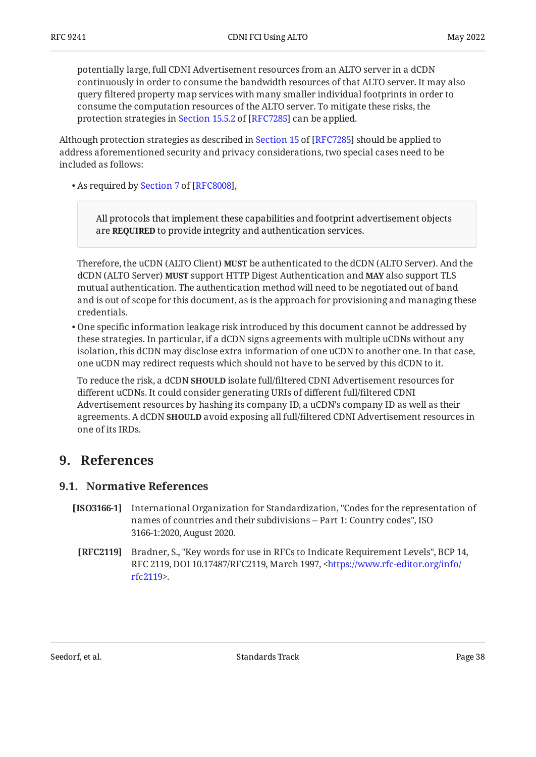potentially large, full CDNI Advertisement resources from an ALTO server in a dCDN continuously in order to consume the bandwidth resources of that ALTO server. It may also query filtered property map services with many smaller individual footprints in order to consume the computation resources of the ALTO server. To mitigate these risks, the protection strategies in Section 15.5.2 of [RFC7285] can be applied.

Although protection strategies as described in Section 15 of [RFC7285] should be applied to address aforementioned security and privacy considerations, two special cases need to be included as follows:

- As required by Section 7 of [RFC8008],

  > All protocols that implement these capabilities and footprint advertisement objects are **REQUIRED** to provide integrity and authentication services.

  Therefore, the uCDN (ALTO Client) **MUST** be authenticated to the dCDN (ALTO Server). And the dCDN (ALTO Server) **MUST** support HTTP Digest Authentication and **MAY** also support TLS mutual authentication. The authentication method will need to be negotiated out of band and is out of scope for this document, as is the approach for provisioning and managing these credentials.

- One specific information leakage risk introduced by this document cannot be addressed by these strategies. In particular, if a dCDN signs agreements with multiple uCDNs without any isolation, this dCDN may disclose extra information of one uCDN to another one. In that case, one uCDN may redirect requests which should not have to be served by this dCDN to it.

  To reduce the risk, a dCDN **SHOULD** isolate full/filtered CDNI Advertisement resources for different uCDNs. It could consider generating URIs of different full/filtered CDNI Advertisement resources by hashing its company ID, a uCDN's company ID as well as their agreements. A dCDN **SHOULD** avoid exposing all full/filtered CDNI Advertisement resources in one of its IRDs.

# 9. References

## 9.1. Normative References

**[ISO3166-1]** International Organization for Standardization, "Codes for the representation of names of countries and their subdivisions -- Part 1: Country codes", ISO 3166-1:2020, August 2020.

**[RFC2119]** Bradner, S., "Key words for use in RFCs to Indicate Requirement Levels", BCP 14, RFC 2119, DOI 10.17487/RFC2119, March 1997, <https://www.rfc-editor.org/info/rfc2119>.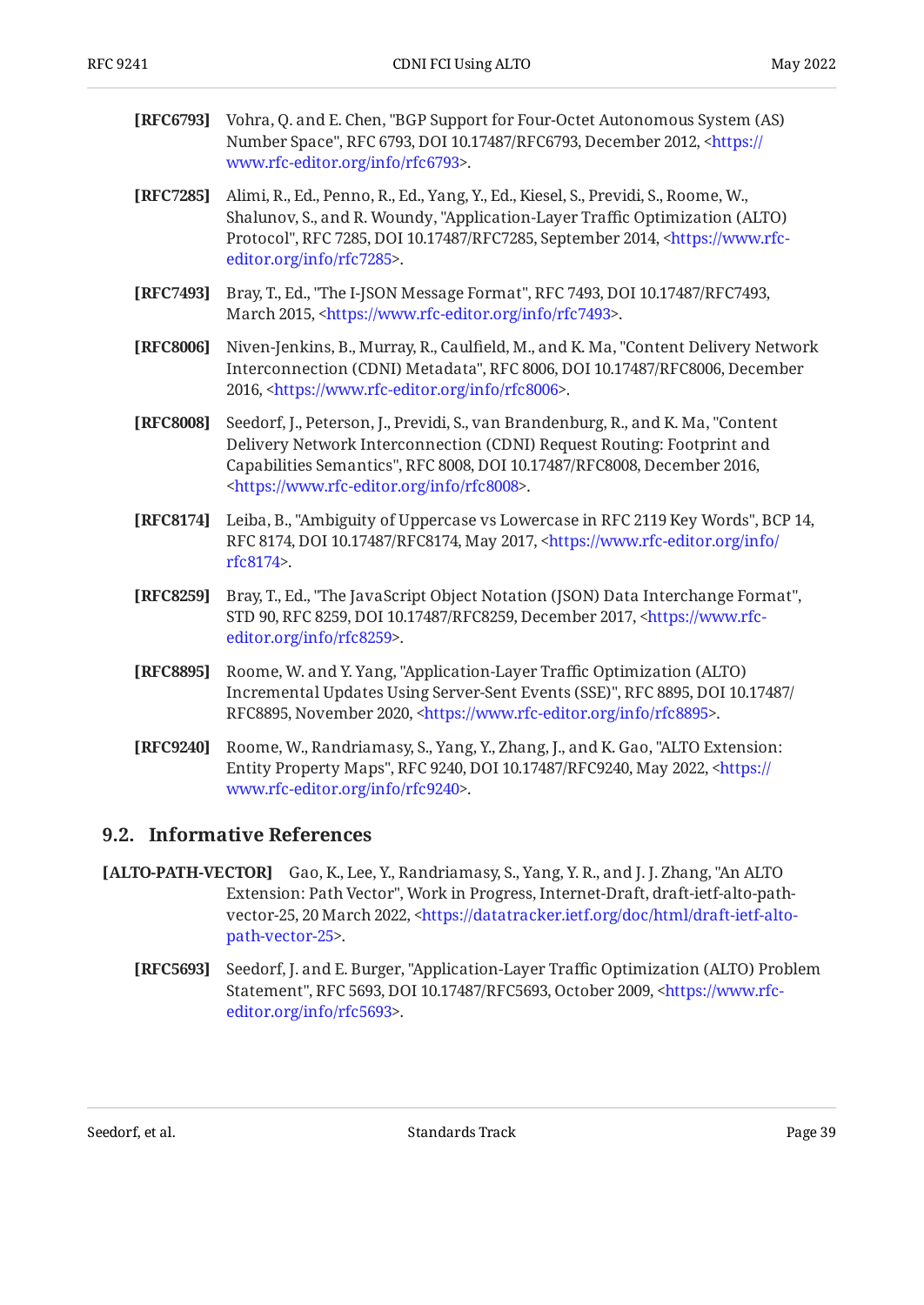**[RFC6793]** Vohra, Q. and E. Chen, "BGP Support for Four-Octet Autonomous System (AS) Number Space", RFC 6793, DOI 10.17487/RFC6793, December 2012, <https://www.rfc-editor.org/info/rfc6793>.

**[RFC7285]** Alimi, R., Ed., Penno, R., Ed., Yang, Y., Ed., Kiesel, S., Previdi, S., Roome, W., Shalunov, S., and R. Woundy, "Application-Layer Traffic Optimization (ALTO) Protocol", RFC 7285, DOI 10.17487/RFC7285, September 2014, <https://www.rfc-editor.org/info/rfc7285>.

**[RFC7493]** Bray, T., Ed., "The I-JSON Message Format", RFC 7493, DOI 10.17487/RFC7493, March 2015, <https://www.rfc-editor.org/info/rfc7493>.

**[RFC8006]** Niven-Jenkins, B., Murray, R., Caulfield, M., and K. Ma, "Content Delivery Network Interconnection (CDNI) Metadata", RFC 8006, DOI 10.17487/RFC8006, December 2016, <https://www.rfc-editor.org/info/rfc8006>.

**[RFC8008]** Seedorf, J., Peterson, J., Previdi, S., van Brandenburg, R., and K. Ma, "Content Delivery Network Interconnection (CDNI) Request Routing: Footprint and Capabilities Semantics", RFC 8008, DOI 10.17487/RFC8008, December 2016, <https://www.rfc-editor.org/info/rfc8008>.

**[RFC8174]** Leiba, B., "Ambiguity of Uppercase vs Lowercase in RFC 2119 Key Words", BCP 14, RFC 8174, DOI 10.17487/RFC8174, May 2017, <https://www.rfc-editor.org/info/rfc8174>.

**[RFC8259]** Bray, T., Ed., "The JavaScript Object Notation (JSON) Data Interchange Format", STD 90, RFC 8259, DOI 10.17487/RFC8259, December 2017, <https://www.rfc-editor.org/info/rfc8259>.

**[RFC8895]** Roome, W. and Y. Yang, "Application-Layer Traffic Optimization (ALTO) Incremental Updates Using Server-Sent Events (SSE)", RFC 8895, DOI 10.17487/RFC8895, November 2020, <https://www.rfc-editor.org/info/rfc8895>.

**[RFC9240]** Roome, W., Randriamasy, S., Yang, Y., Zhang, J., and K. Gao, "ALTO Extension: Entity Property Maps", RFC 9240, DOI 10.17487/RFC9240, May 2022, <https://www.rfc-editor.org/info/rfc9240>.

## 9.2. Informative References

**[ALTO-PATH-VECTOR]** Gao, K., Lee, Y., Randriamasy, S., Yang, Y. R., and J. J. Zhang, "An ALTO Extension: Path Vector", Work in Progress, Internet-Draft, draft-ietf-alto-path-vector-25, 20 March 2022, <https://datatracker.ietf.org/doc/html/draft-ietf-alto-path-vector-25>.

**[RFC5693]** Seedorf, J. and E. Burger, "Application-Layer Traffic Optimization (ALTO) Problem Statement", RFC 5693, DOI 10.17487/RFC5693, October 2009, <https://www.rfc-editor.org/info/rfc5693>.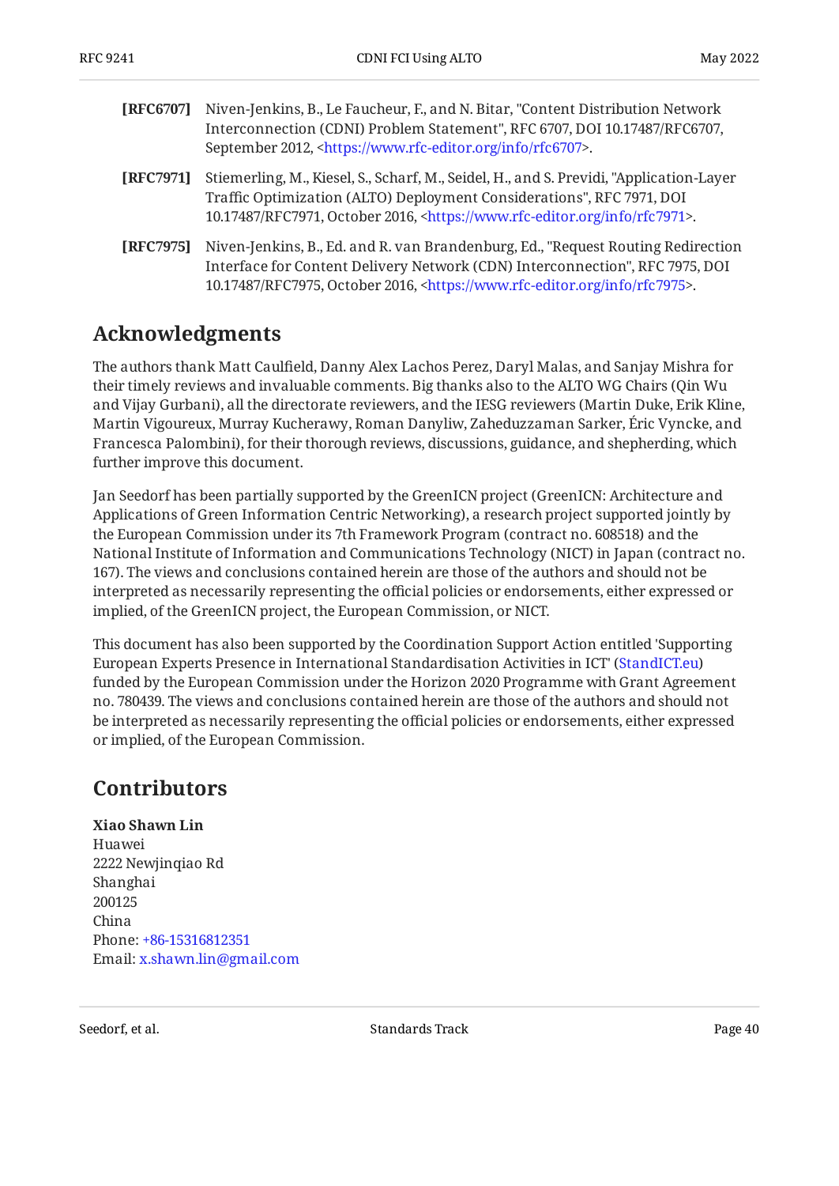**[RFC6707]** Niven-Jenkins, B., Le Faucheur, F., and N. Bitar, "Content Distribution Network Interconnection (CDNI) Problem Statement", RFC 6707, DOI 10.17487/RFC6707, September 2012, <https://www.rfc-editor.org/info/rfc6707>.

**[RFC7971]** Stiemerling, M., Kiesel, S., Scharf, M., Seidel, H., and S. Previdi, "Application-Layer Traffic Optimization (ALTO) Deployment Considerations", RFC 7971, DOI 10.17487/RFC7971, October 2016, <https://www.rfc-editor.org/info/rfc7971>.

**[RFC7975]** Niven-Jenkins, B., Ed. and R. van Brandenburg, Ed., "Request Routing Redirection Interface for Content Delivery Network (CDN) Interconnection", RFC 7975, DOI 10.17487/RFC7975, October 2016, <https://www.rfc-editor.org/info/rfc7975>.

## Acknowledgments

The authors thank Matt Caulfield, Danny Alex Lachos Perez, Daryl Malas, and Sanjay Mishra for their timely reviews and invaluable comments. Big thanks also to the ALTO WG Chairs (Qin Wu and Vijay Gurbani), all the directorate reviewers, and the IESG reviewers (Martin Duke, Erik Kline, Martin Vigoureux, Murray Kucherawy, Roman Danyliw, Zaheduzzaman Sarker, Éric Vyncke, and Francesca Palombini), for their thorough reviews, discussions, guidance, and shepherding, which further improve this document.

Jan Seedorf has been partially supported by the GreenICN project (GreenICN: Architecture and Applications of Green Information Centric Networking), a research project supported jointly by the European Commission under its 7th Framework Program (contract no. 608518) and the National Institute of Information and Communications Technology (NICT) in Japan (contract no. 167). The views and conclusions contained herein are those of the authors and should not be interpreted as necessarily representing the official policies or endorsements, either expressed or implied, of the GreenICN project, the European Commission, or NICT.

This document has also been supported by the Coordination Support Action entitled 'Supporting European Experts Presence in International Standardisation Activities in ICT' (StandICT.eu) funded by the European Commission under the Horizon 2020 Programme with Grant Agreement no. 780439. The views and conclusions contained herein are those of the authors and should not be interpreted as necessarily representing the official policies or endorsements, either expressed or implied, of the European Commission.

## Contributors

**Xiao Shawn Lin**
Huawei
2222 Newjinqiao Rd
Shanghai
200125
China
Phone: +86-15316812351
Email: x.shawn.lin@gmail.com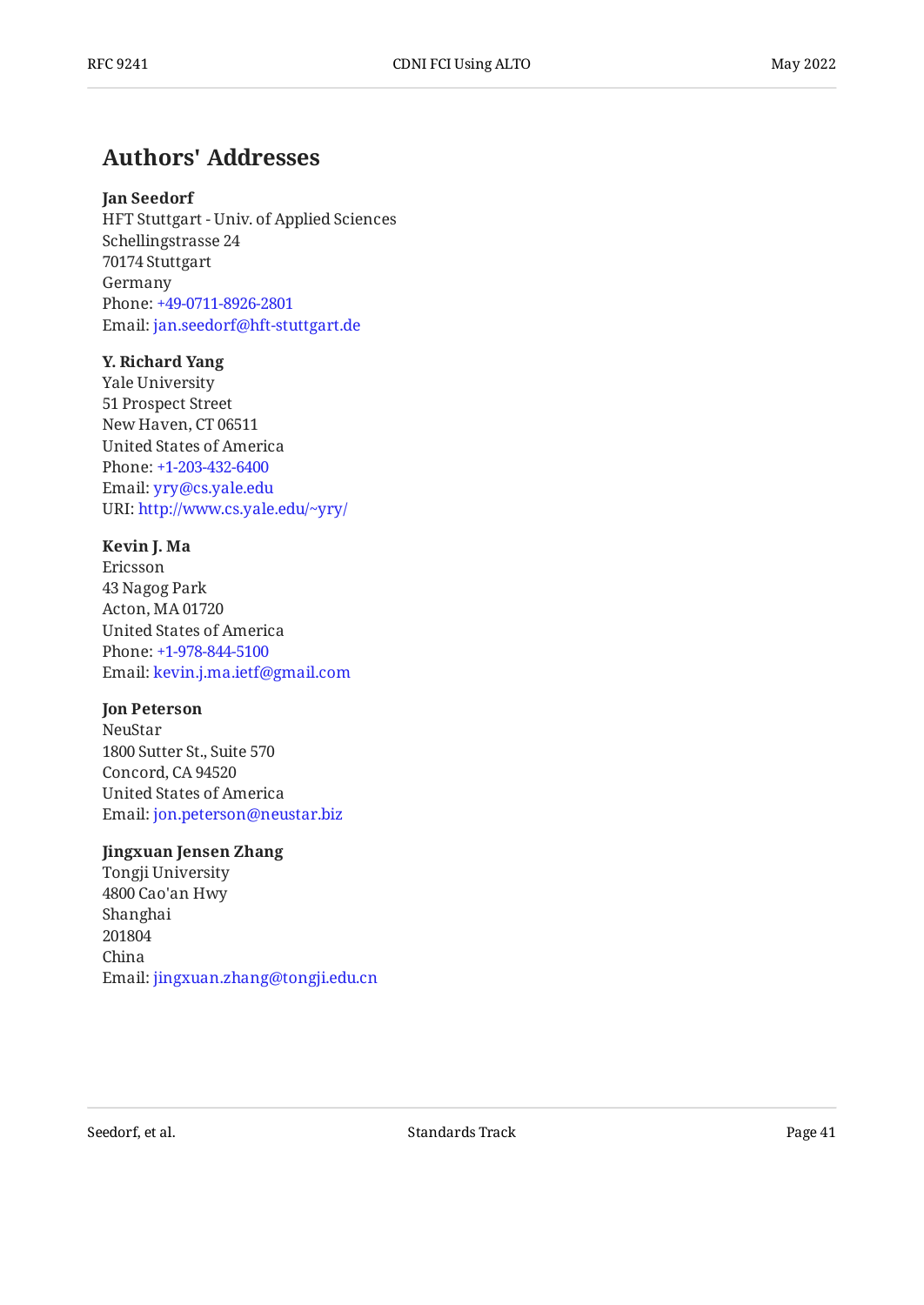## Authors' Addresses

**Jan Seedorf**
HFT Stuttgart - Univ. of Applied Sciences
Schellingstrasse 24
70174 Stuttgart
Germany
Phone: +49-0711-8926-2801
Email: jan.seedorf@hft-stuttgart.de

**Y. Richard Yang**
Yale University
51 Prospect Street
New Haven, CT 06511
United States of America
Phone: +1-203-432-6400
Email: yry@cs.yale.edu
URI: http://www.cs.yale.edu/~yry/

**Kevin J. Ma**
Ericsson
43 Nagog Park
Acton, MA 01720
United States of America
Phone: +1-978-844-5100
Email: kevin.j.ma.ietf@gmail.com

**Jon Peterson**
NeuStar
1800 Sutter St., Suite 570
Concord, CA 94520
United States of America
Email: jon.peterson@neustar.biz

**Jingxuan Jensen Zhang**
Tongji University
4800 Cao'an Hwy
Shanghai
201804
China
Email: jingxuan.zhang@tongji.edu.cn